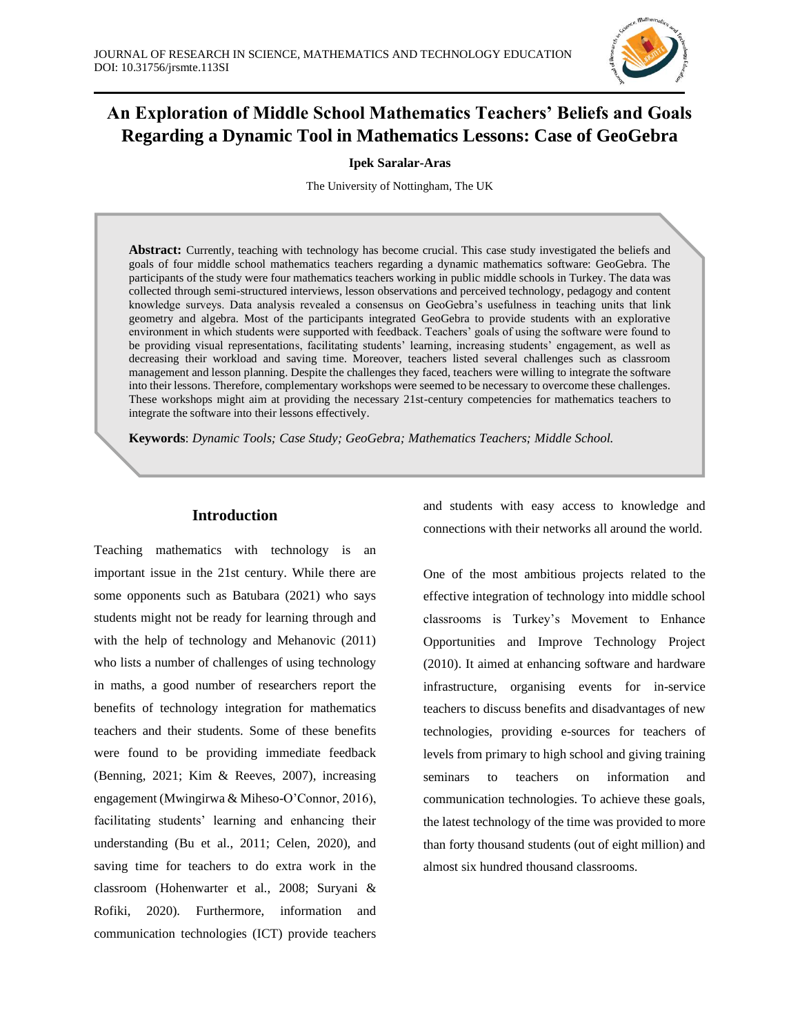# An Exploration of Middle School Mathematics Teachers' Beliefs and Goals Regarding a Dynamic Tool in Mathematics Lessons: Case of GeoGebra

**Ipek Saralar-Aras**

The University of Nottingham, The UK

**Abstract:** Currently, teaching with technology has become crucial. This case study investigated the beliefs and goals of four middle school mathematics teachers regarding a dynamic mathematics software: GeoGebra. The participants of the study were four mathematics teachers working in public middle schools in Turkey. The data was collected through semi-structured interviews, lesson observations and perceived technology, pedagogy and content knowledge surveys. Data analysis revealed a consensus on GeoGebra's usefulness in teaching units that link geometry and algebra. Most of the participants integrated GeoGebra to provide students with an explorative environment in which students were supported with feedback. Teachers' goals of using the software were found to be providing visual representations, facilitating students' learning, increasing students' engagement, as well as decreasing their workload and saving time. Moreover, teachers listed several challenges such as classroom management and lesson planning. Despite the challenges they faced, teachers were willing to integrate the software into their lessons. Therefore, complementary workshops were seemed to be necessary to overcome these challenges. These workshops might aim at providing the necessary 21st-century competencies for mathematics teachers to integrate the software into their lessons effectively.

**Keywords**: *Dynamic Tools; Case Study; GeoGebra; Mathematics Teachers; Middle School.*

## Introduction

Teaching mathematics with technology is an important issue in the 21st century. While there are some opponents such as Batubara (2021) who says students might not be ready for learning through and with the help of technology and Mehanovic (2011) who lists a number of challenges of using technology in maths, a good number of researchers report the benefits of technology integration for mathematics teachers and their students. Some of these benefits were found to be providing immediate feedback (Benning, 2021; Kim & Reeves, 2007), increasing engagement (Mwingirwa & Miheso-O'Connor, 2016), facilitating students' learning and enhancing their understanding (Bu et al., 2011; Celen, 2020), and saving time for teachers to do extra work in the classroom (Hohenwarter et al., 2008; Suryani & Rofiki, 2020). Furthermore, information and communication technologies (ICT) provide teachers and students with easy access to knowledge and connections with their networks all around the world.

One of the most ambitious projects related to the effective integration of technology into middle school classrooms is Turkey's Movement to Enhance Opportunities and Improve Technology Project (2010). It aimed at enhancing software and hardware infrastructure, organising events for in-service teachers to discuss benefits and disadvantages of new technologies, providing e-sources for teachers of levels from primary to high school and giving training seminars to teachers on information and communication technologies. To achieve these goals, the latest technology of the time was provided to more than forty thousand students (out of eight million) and almost six hundred thousand classrooms.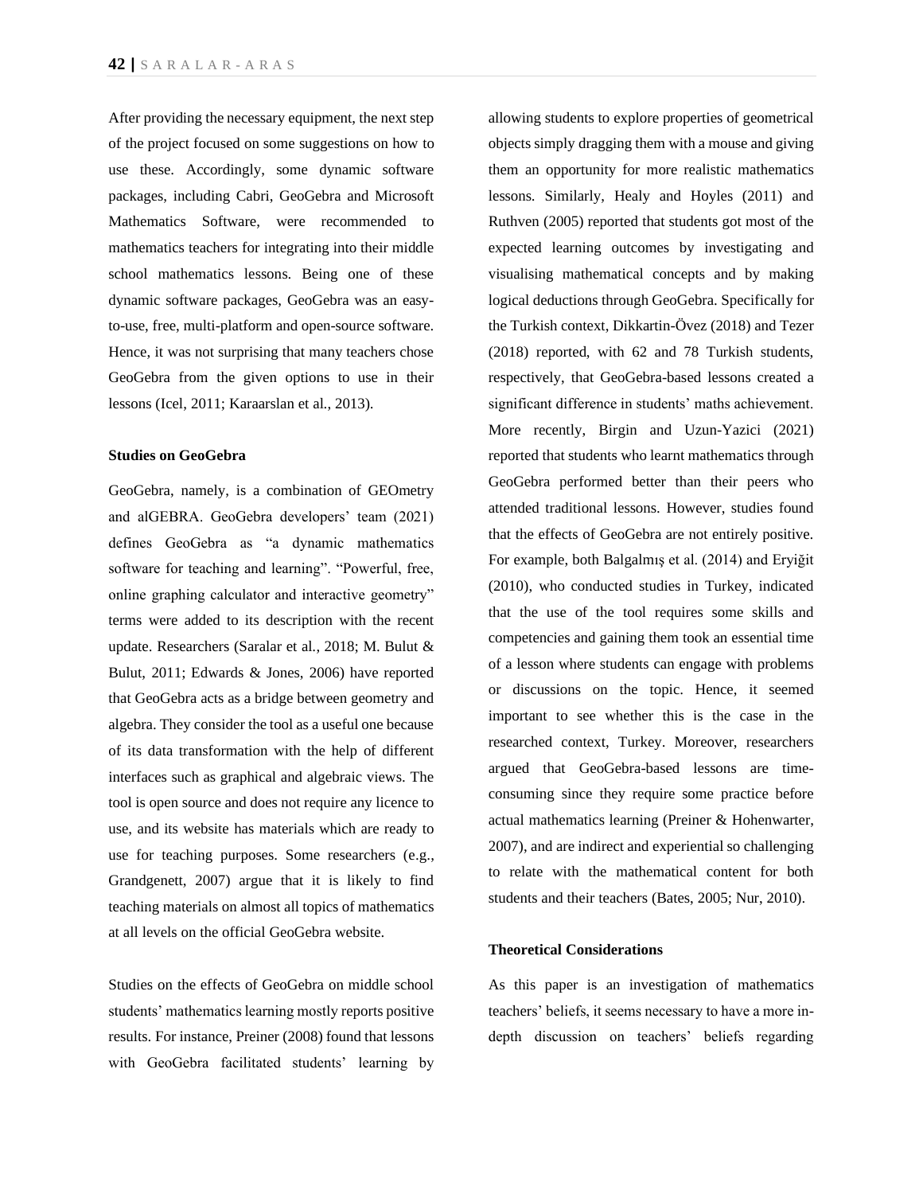After providing the necessary equipment, the next step of the project focused on some suggestions on how to use these. Accordingly, some dynamic software packages, including Cabri, GeoGebra and Microsoft Mathematics Software, were recommended to mathematics teachers for integrating into their middle school mathematics lessons. Being one of these dynamic software packages, GeoGebra was an easy-to-use, free, multi-platform and open-source software. Hence, it was not surprising that many teachers chose GeoGebra from the given options to use in their lessons (Icel, 2011; Karaarslan et al., 2013).

### Studies on GeoGebra

GeoGebra, namely, is a combination of GEOmetry and alGEBRA. GeoGebra developers' team (2021) defines GeoGebra as "a dynamic mathematics software for teaching and learning". "Powerful, free, online graphing calculator and interactive geometry" terms were added to its description with the recent update. Researchers (Saralar et al., 2018; M. Bulut & Bulut, 2011; Edwards & Jones, 2006) have reported that GeoGebra acts as a bridge between geometry and algebra. They consider the tool as a useful one because of its data transformation with the help of different interfaces such as graphical and algebraic views. The tool is open source and does not require any licence to use, and its website has materials which are ready to use for teaching purposes. Some researchers (e.g., Grandgenett, 2007) argue that it is likely to find teaching materials on almost all topics of mathematics at all levels on the official GeoGebra website.

Studies on the effects of GeoGebra on middle school students' mathematics learning mostly reports positive results. For instance, Preiner (2008) found that lessons with GeoGebra facilitated students' learning by allowing students to explore properties of geometrical objects simply dragging them with a mouse and giving them an opportunity for more realistic mathematics lessons. Similarly, Healy and Hoyles (2011) and Ruthven (2005) reported that students got most of the expected learning outcomes by investigating and visualising mathematical concepts and by making logical deductions through GeoGebra. Specifically for the Turkish context, Dikkartin-Övez (2018) and Tezer (2018) reported, with 62 and 78 Turkish students, respectively, that GeoGebra-based lessons created a significant difference in students' maths achievement. More recently, Birgin and Uzun-Yazici (2021) reported that students who learnt mathematics through GeoGebra performed better than their peers who attended traditional lessons. However, studies found that the effects of GeoGebra are not entirely positive. For example, both Balgalmış et al. (2014) and Eryiğit (2010), who conducted studies in Turkey, indicated that the use of the tool requires some skills and competencies and gaining them took an essential time of a lesson where students can engage with problems or discussions on the topic. Hence, it seemed important to see whether this is the case in the researched context, Turkey. Moreover, researchers argued that GeoGebra-based lessons are time-consuming since they require some practice before actual mathematics learning (Preiner & Hohenwarter, 2007), and are indirect and experiential so challenging to relate with the mathematical content for both students and their teachers (Bates, 2005; Nur, 2010).

### Theoretical Considerations

As this paper is an investigation of mathematics teachers' beliefs, it seems necessary to have a more in-depth discussion on teachers' beliefs regarding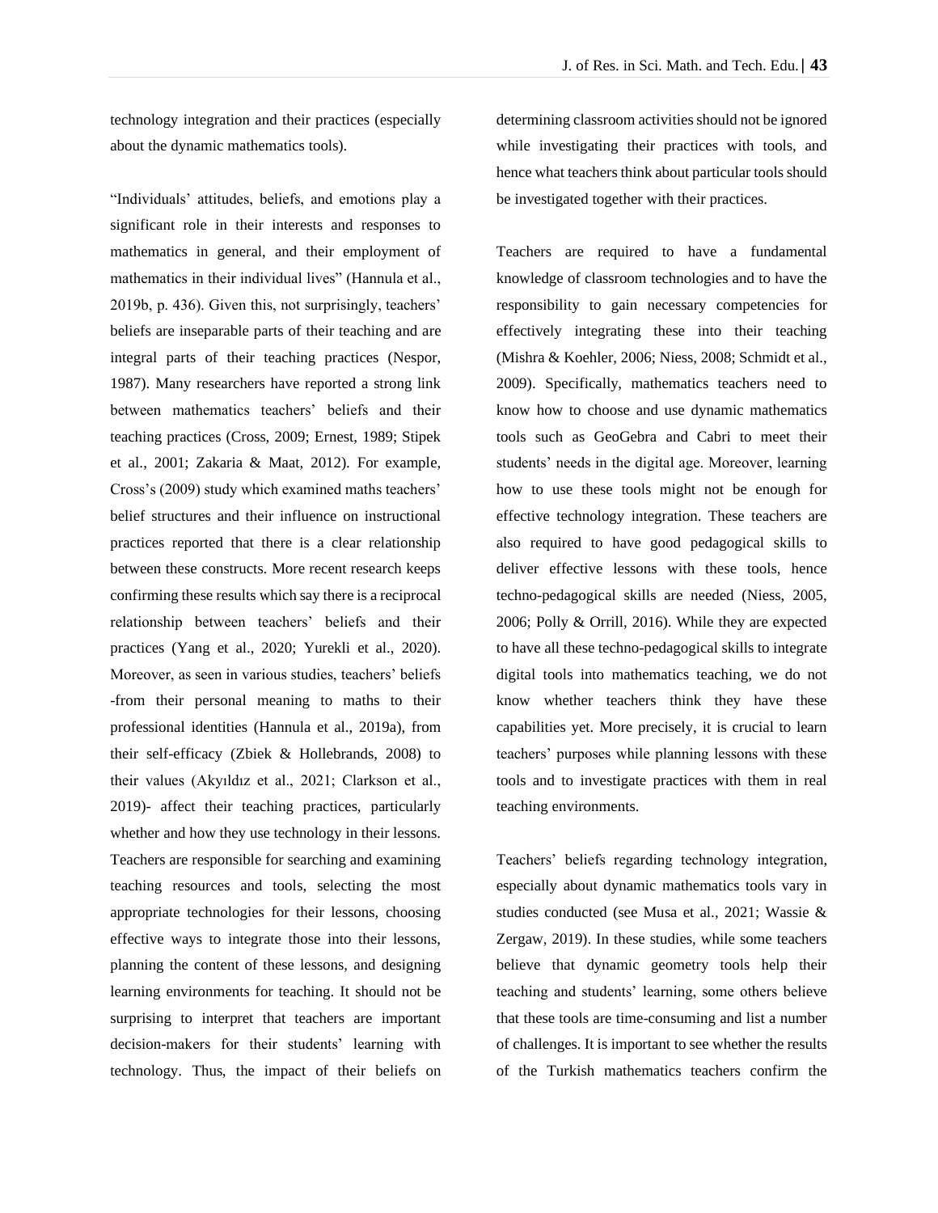technology integration and their practices (especially about the dynamic mathematics tools).

"Individuals' attitudes, beliefs, and emotions play a significant role in their interests and responses to mathematics in general, and their employment of mathematics in their individual lives" (Hannula et al., 2019b, p. 436). Given this, not surprisingly, teachers' beliefs are inseparable parts of their teaching and are integral parts of their teaching practices (Nespor, 1987). Many researchers have reported a strong link between mathematics teachers' beliefs and their teaching practices (Cross, 2009; Ernest, 1989; Stipek et al., 2001; Zakaria & Maat, 2012). For example, Cross's (2009) study which examined maths teachers' belief structures and their influence on instructional practices reported that there is a clear relationship between these constructs. More recent research keeps confirming these results which say there is a reciprocal relationship between teachers' beliefs and their practices (Yang et al., 2020; Yurekli et al., 2020). Moreover, as seen in various studies, teachers' beliefs -from their personal meaning to maths to their professional identities (Hannula et al., 2019a), from their self-efficacy (Zbiek & Hollebrands, 2008) to their values (Akyıldız et al., 2021; Clarkson et al., 2019)- affect their teaching practices, particularly whether and how they use technology in their lessons. Teachers are responsible for searching and examining teaching resources and tools, selecting the most appropriate technologies for their lessons, choosing effective ways to integrate those into their lessons, planning the content of these lessons, and designing learning environments for teaching. It should not be surprising to interpret that teachers are important decision-makers for their students' learning with technology. Thus, the impact of their beliefs on determining classroom activities should not be ignored while investigating their practices with tools, and hence what teachers think about particular tools should be investigated together with their practices.

Teachers are required to have a fundamental knowledge of classroom technologies and to have the responsibility to gain necessary competencies for effectively integrating these into their teaching (Mishra & Koehler, 2006; Niess, 2008; Schmidt et al., 2009). Specifically, mathematics teachers need to know how to choose and use dynamic mathematics tools such as GeoGebra and Cabri to meet their students' needs in the digital age. Moreover, learning how to use these tools might not be enough for effective technology integration. These teachers are also required to have good pedagogical skills to deliver effective lessons with these tools, hence techno-pedagogical skills are needed (Niess, 2005, 2006; Polly & Orrill, 2016). While they are expected to have all these techno-pedagogical skills to integrate digital tools into mathematics teaching, we do not know whether teachers think they have these capabilities yet. More precisely, it is crucial to learn teachers' purposes while planning lessons with these tools and to investigate practices with them in real teaching environments.

Teachers' beliefs regarding technology integration, especially about dynamic mathematics tools vary in studies conducted (see Musa et al., 2021; Wassie & Zergaw, 2019). In these studies, while some teachers believe that dynamic geometry tools help their teaching and students' learning, some others believe that these tools are time-consuming and list a number of challenges. It is important to see whether the results of the Turkish mathematics teachers confirm the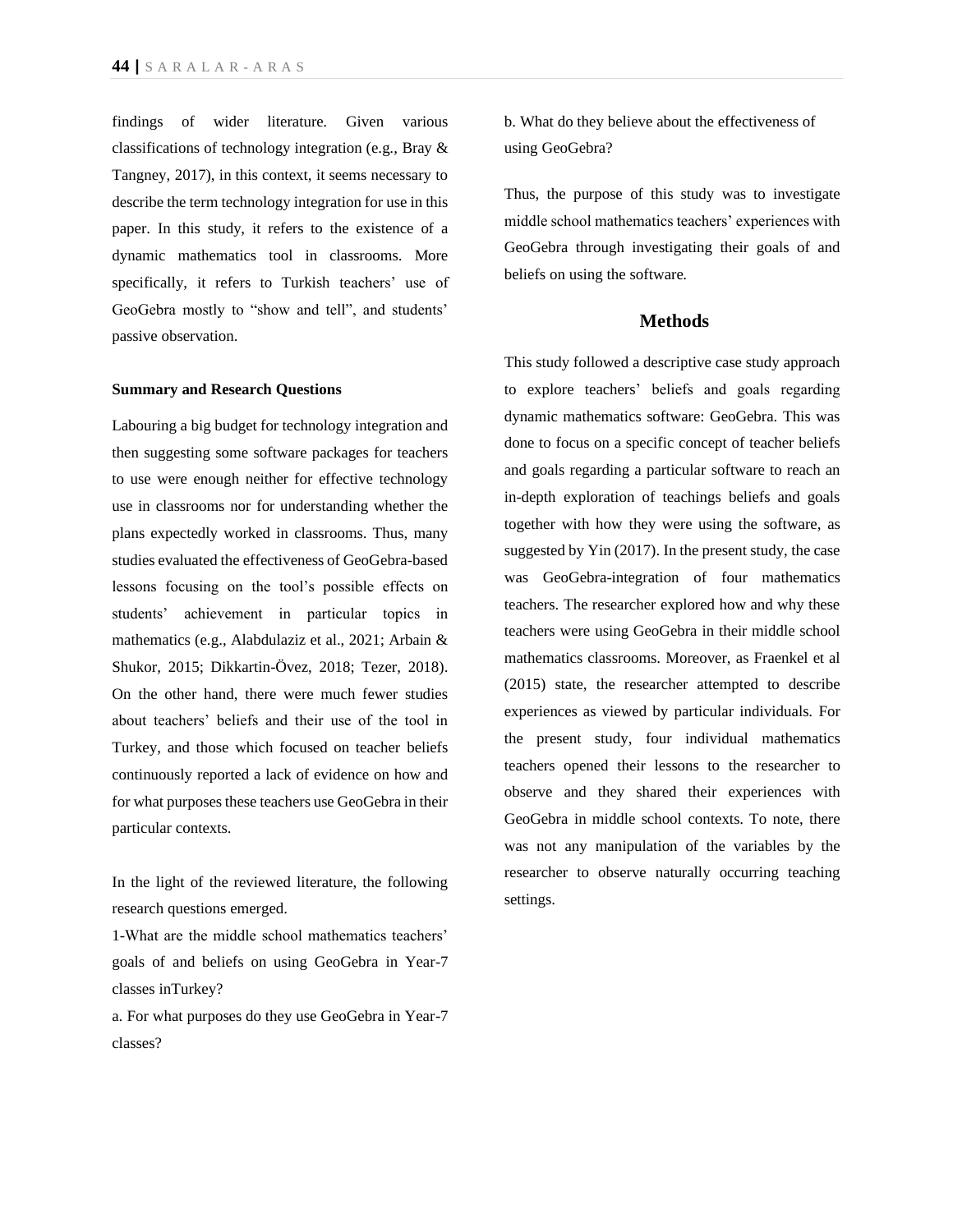findings of wider literature. Given various classifications of technology integration (e.g., Bray & Tangney, 2017), in this context, it seems necessary to describe the term technology integration for use in this paper. In this study, it refers to the existence of a dynamic mathematics tool in classrooms. More specifically, it refers to Turkish teachers' use of GeoGebra mostly to "show and tell", and students' passive observation.

**Summary and Research Questions**

Labouring a big budget for technology integration and then suggesting some software packages for teachers to use were enough neither for effective technology use in classrooms nor for understanding whether the plans expectedly worked in classrooms. Thus, many studies evaluated the effectiveness of GeoGebra-based lessons focusing on the tool's possible effects on students' achievement in particular topics in mathematics (e.g., Alabdulaziz et al., 2021; Arbain & Shukor, 2015; Dikkartin-Övez, 2018; Tezer, 2018). On the other hand, there were much fewer studies about teachers' beliefs and their use of the tool in Turkey, and those which focused on teacher beliefs continuously reported a lack of evidence on how and for what purposes these teachers use GeoGebra in their particular contexts.

In the light of the reviewed literature, the following research questions emerged.

1-What are the middle school mathematics teachers' goals of and beliefs on using GeoGebra in Year-7 classes inTurkey?

a. For what purposes do they use GeoGebra in Year-7 classes?

b. What do they believe about the effectiveness of using GeoGebra?

Thus, the purpose of this study was to investigate middle school mathematics teachers' experiences with GeoGebra through investigating their goals of and beliefs on using the software.

## Methods

This study followed a descriptive case study approach to explore teachers' beliefs and goals regarding dynamic mathematics software: GeoGebra. This was done to focus on a specific concept of teacher beliefs and goals regarding a particular software to reach an in-depth exploration of teachings beliefs and goals together with how they were using the software, as suggested by Yin (2017). In the present study, the case was GeoGebra-integration of four mathematics teachers. The researcher explored how and why these teachers were using GeoGebra in their middle school mathematics classrooms. Moreover, as Fraenkel et al (2015) state, the researcher attempted to describe experiences as viewed by particular individuals. For the present study, four individual mathematics teachers opened their lessons to the researcher to observe and they shared their experiences with GeoGebra in middle school contexts. To note, there was not any manipulation of the variables by the researcher to observe naturally occurring teaching settings.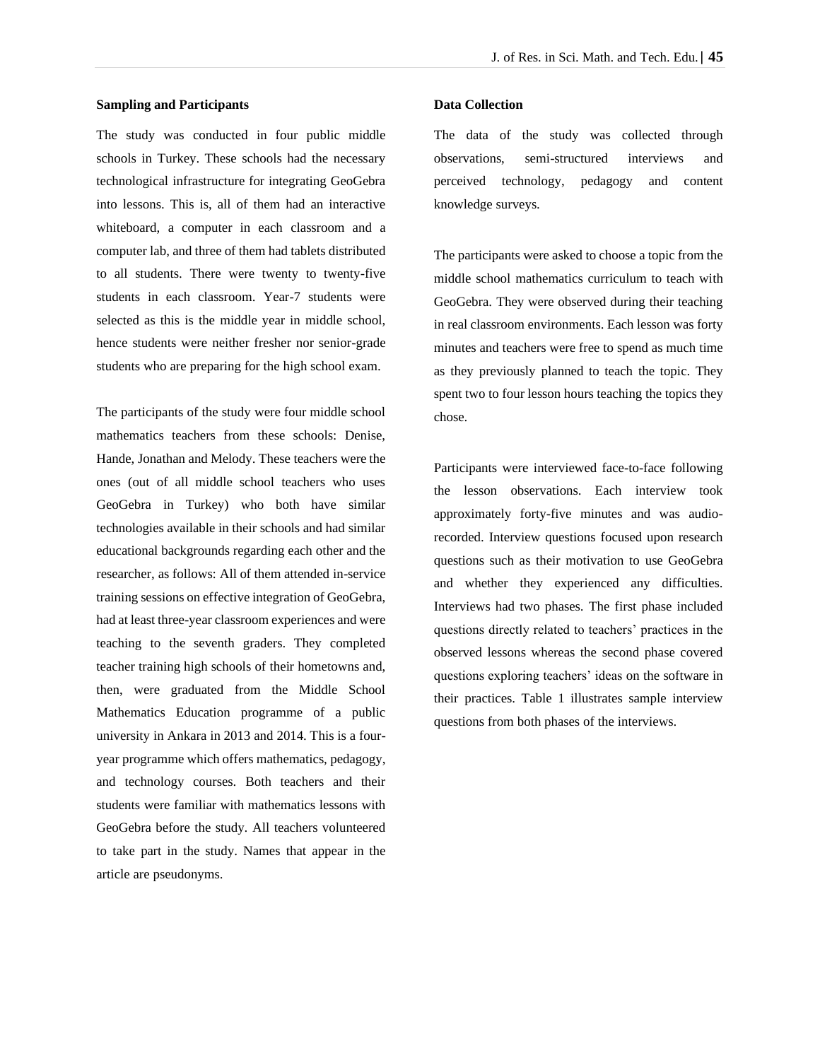## Sampling and Participants

The study was conducted in four public middle schools in Turkey. These schools had the necessary technological infrastructure for integrating GeoGebra into lessons. This is, all of them had an interactive whiteboard, a computer in each classroom and a computer lab, and three of them had tablets distributed to all students. There were twenty to twenty-five students in each classroom. Year-7 students were selected as this is the middle year in middle school, hence students were neither fresher nor senior-grade students who are preparing for the high school exam.

The participants of the study were four middle school mathematics teachers from these schools: Denise, Hande, Jonathan and Melody. These teachers were the ones (out of all middle school teachers who uses GeoGebra in Turkey) who both have similar technologies available in their schools and had similar educational backgrounds regarding each other and the researcher, as follows: All of them attended in-service training sessions on effective integration of GeoGebra, had at least three-year classroom experiences and were teaching to the seventh graders. They completed teacher training high schools of their hometowns and, then, were graduated from the Middle School Mathematics Education programme of a public university in Ankara in 2013 and 2014. This is a four-year programme which offers mathematics, pedagogy, and technology courses. Both teachers and their students were familiar with mathematics lessons with GeoGebra before the study. All teachers volunteered to take part in the study. Names that appear in the article are pseudonyms.

## Data Collection

The data of the study was collected through observations, semi-structured interviews and perceived technology, pedagogy and content knowledge surveys.

The participants were asked to choose a topic from the middle school mathematics curriculum to teach with GeoGebra. They were observed during their teaching in real classroom environments. Each lesson was forty minutes and teachers were free to spend as much time as they previously planned to teach the topic. They spent two to four lesson hours teaching the topics they chose.

Participants were interviewed face-to-face following the lesson observations. Each interview took approximately forty-five minutes and was audio-recorded. Interview questions focused upon research questions such as their motivation to use GeoGebra and whether they experienced any difficulties. Interviews had two phases. The first phase included questions directly related to teachers' practices in the observed lessons whereas the second phase covered questions exploring teachers' ideas on the software in their practices. Table 1 illustrates sample interview questions from both phases of the interviews.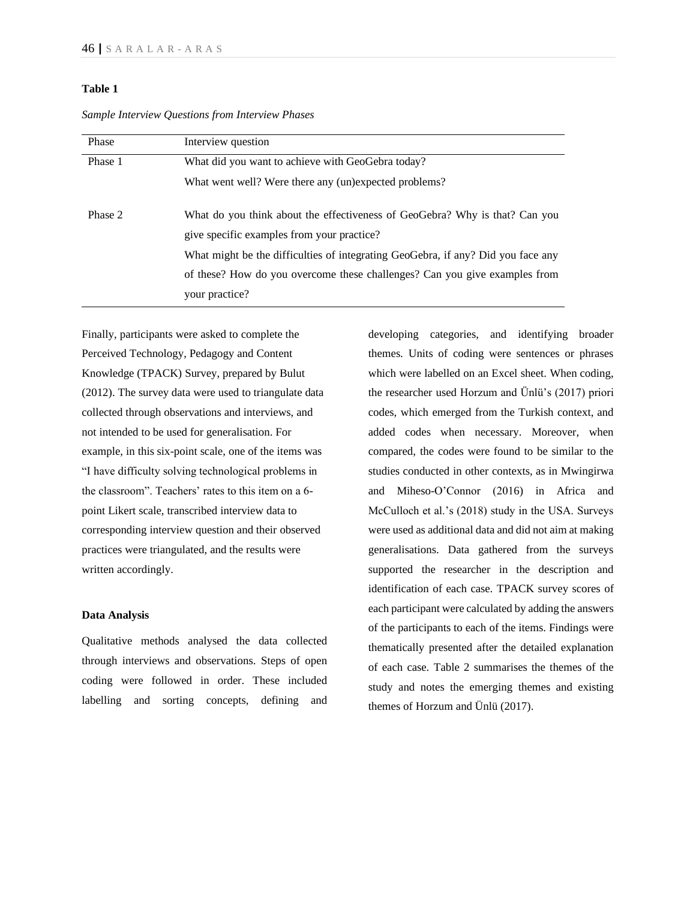**Table 1**

*Sample Interview Questions from Interview Phases*

| Phase | Interview question |
|---|---|
| Phase 1 | What did you want to achieve with GeoGebra today?<br>What went well? Were there any (un)expected problems? |
| Phase 2 | What do you think about the effectiveness of GeoGebra? Why is that? Can you give specific examples from your practice?<br>What might be the difficulties of integrating GeoGebra, if any? Did you face any of these? How do you overcome these challenges? Can you give examples from your practice? |

Finally, participants were asked to complete the Perceived Technology, Pedagogy and Content Knowledge (TPACK) Survey, prepared by Bulut (2012). The survey data were used to triangulate data collected through observations and interviews, and not intended to be used for generalisation. For example, in this six-point scale, one of the items was "I have difficulty solving technological problems in the classroom". Teachers' rates to this item on a 6-point Likert scale, transcribed interview data to corresponding interview question and their observed practices were triangulated, and the results were written accordingly.

**Data Analysis**

Qualitative methods analysed the data collected through interviews and observations. Steps of open coding were followed in order. These included labelling and sorting concepts, defining and developing categories, and identifying broader themes. Units of coding were sentences or phrases which were labelled on an Excel sheet. When coding, the researcher used Horzum and Ünlü's (2017) priori codes, which emerged from the Turkish context, and added codes when necessary. Moreover, when compared, the codes were found to be similar to the studies conducted in other contexts, as in Mwingirwa and Miheso-O'Connor (2016) in Africa and McCulloch et al.'s (2018) study in the USA. Surveys were used as additional data and did not aim at making generalisations. Data gathered from the surveys supported the researcher in the description and identification of each case. TPACK survey scores of each participant were calculated by adding the answers of the participants to each of the items. Findings were thematically presented after the detailed explanation of each case. Table 2 summarises the themes of the study and notes the emerging themes and existing themes of Horzum and Ünlü (2017).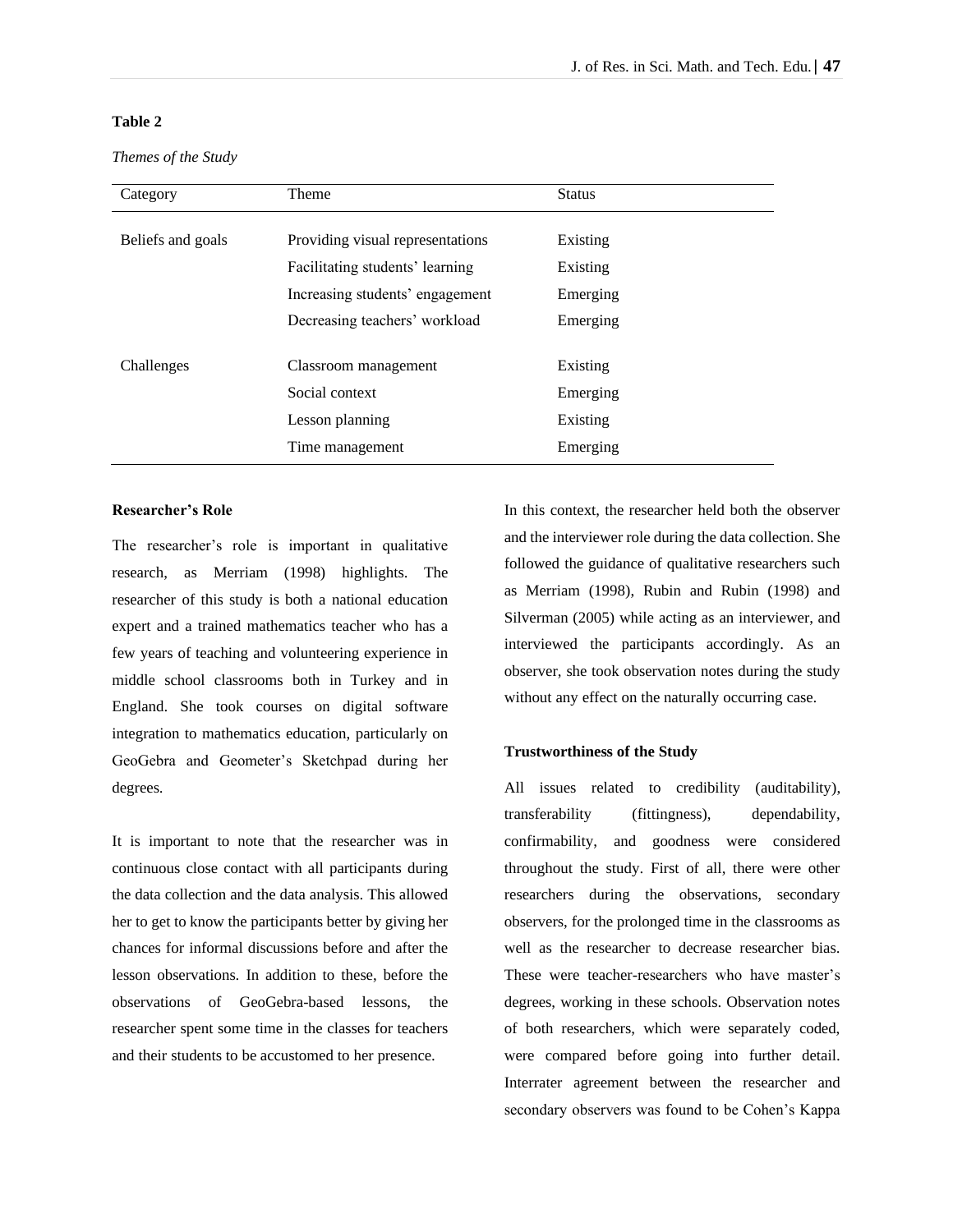**Table 2**

*Themes of the Study*

| Category | Theme | Status |
|---|---|---|
| Beliefs and goals | Providing visual representations | Existing |
| | Facilitating students' learning | Existing |
| | Increasing students' engagement | Emerging |
| | Decreasing teachers' workload | Emerging |
| Challenges | Classroom management | Existing |
| | Social context | Emerging |
| | Lesson planning | Existing |
| | Time management | Emerging |

**Researcher's Role**

The researcher's role is important in qualitative research, as Merriam (1998) highlights. The researcher of this study is both a national education expert and a trained mathematics teacher who has a few years of teaching and volunteering experience in middle school classrooms both in Turkey and in England. She took courses on digital software integration to mathematics education, particularly on GeoGebra and Geometer's Sketchpad during her degrees.

It is important to note that the researcher was in continuous close contact with all participants during the data collection and the data analysis. This allowed her to get to know the participants better by giving her chances for informal discussions before and after the lesson observations. In addition to these, before the observations of GeoGebra-based lessons, the researcher spent some time in the classes for teachers and their students to be accustomed to her presence.

In this context, the researcher held both the observer and the interviewer role during the data collection. She followed the guidance of qualitative researchers such as Merriam (1998), Rubin and Rubin (1998) and Silverman (2005) while acting as an interviewer, and interviewed the participants accordingly. As an observer, she took observation notes during the study without any effect on the naturally occurring case.

**Trustworthiness of the Study**

All issues related to credibility (auditability), transferability (fittingness), dependability, confirmability, and goodness were considered throughout the study. First of all, there were other researchers during the observations, secondary observers, for the prolonged time in the classrooms as well as the researcher to decrease researcher bias. These were teacher-researchers who have master's degrees, working in these schools. Observation notes of both researchers, which were separately coded, were compared before going into further detail. Interrater agreement between the researcher and secondary observers was found to be Cohen's Kappa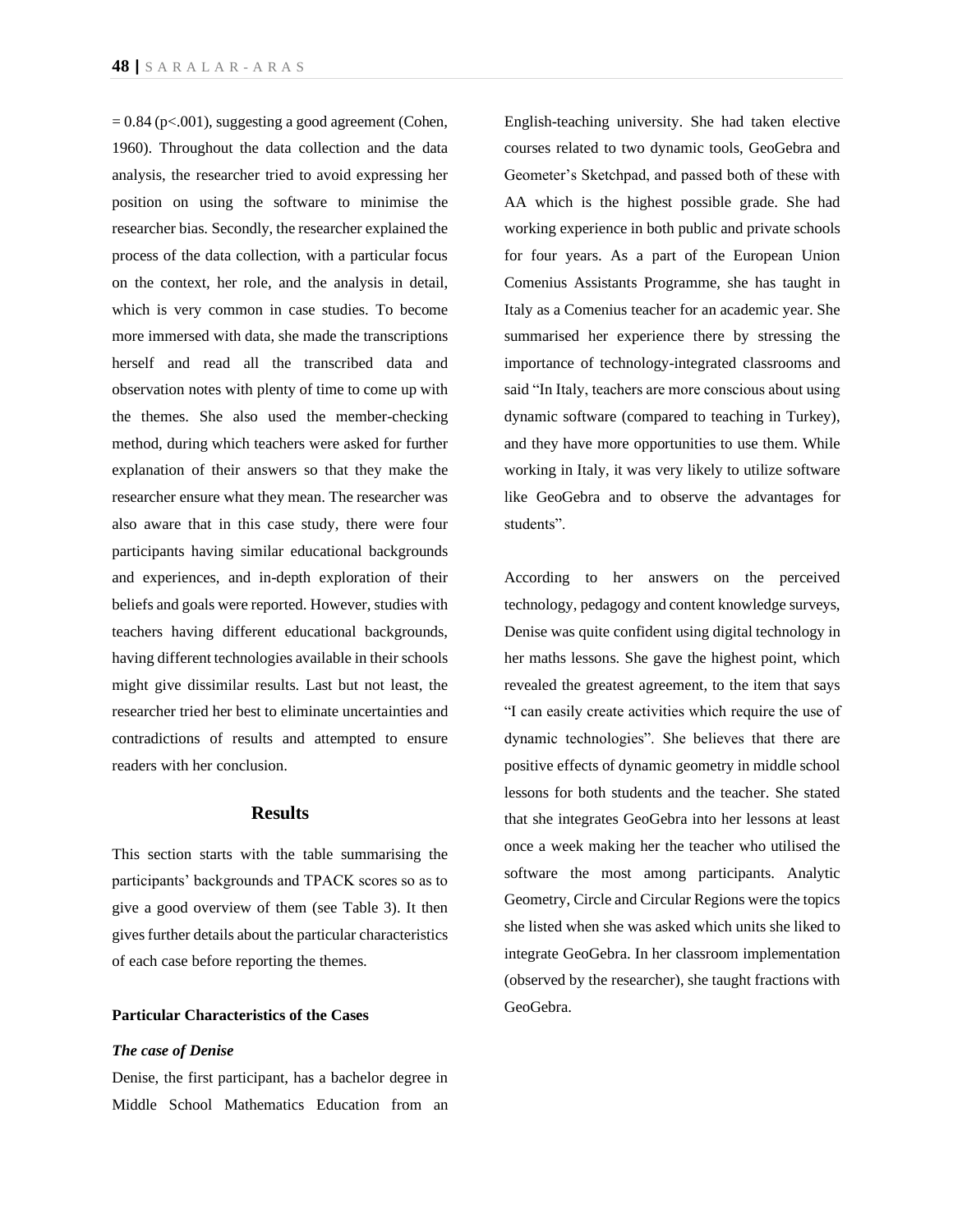= 0.84 ($p<.001$), suggesting a good agreement (Cohen, 1960). Throughout the data collection and the data analysis, the researcher tried to avoid expressing her position on using the software to minimise the researcher bias. Secondly, the researcher explained the process of the data collection, with a particular focus on the context, her role, and the analysis in detail, which is very common in case studies. To become more immersed with data, she made the transcriptions herself and read all the transcribed data and observation notes with plenty of time to come up with the themes. She also used the member-checking method, during which teachers were asked for further explanation of their answers so that they make the researcher ensure what they mean. The researcher was also aware that in this case study, there were four participants having similar educational backgrounds and experiences, and in-depth exploration of their beliefs and goals were reported. However, studies with teachers having different educational backgrounds, having different technologies available in their schools might give dissimilar results. Last but not least, the researcher tried her best to eliminate uncertainties and contradictions of results and attempted to ensure readers with her conclusion.

## Results

This section starts with the table summarising the participants' backgrounds and TPACK scores so as to give a good overview of them (see Table 3). It then gives further details about the particular characteristics of each case before reporting the themes.

### Particular Characteristics of the Cases

#### *The case of Denise*

Denise, the first participant, has a bachelor degree in Middle School Mathematics Education from an English-teaching university. She had taken elective courses related to two dynamic tools, GeoGebra and Geometer's Sketchpad, and passed both of these with AA which is the highest possible grade. She had working experience in both public and private schools for four years. As a part of the European Union Comenius Assistants Programme, she has taught in Italy as a Comenius teacher for an academic year. She summarised her experience there by stressing the importance of technology-integrated classrooms and said "In Italy, teachers are more conscious about using dynamic software (compared to teaching in Turkey), and they have more opportunities to use them. While working in Italy, it was very likely to utilize software like GeoGebra and to observe the advantages for students".

According to her answers on the perceived technology, pedagogy and content knowledge surveys, Denise was quite confident using digital technology in her maths lessons. She gave the highest point, which revealed the greatest agreement, to the item that says "I can easily create activities which require the use of dynamic technologies". She believes that there are positive effects of dynamic geometry in middle school lessons for both students and the teacher. She stated that she integrates GeoGebra into her lessons at least once a week making her the teacher who utilised the software the most among participants. Analytic Geometry, Circle and Circular Regions were the topics she listed when she was asked which units she liked to integrate GeoGebra. In her classroom implementation (observed by the researcher), she taught fractions with GeoGebra.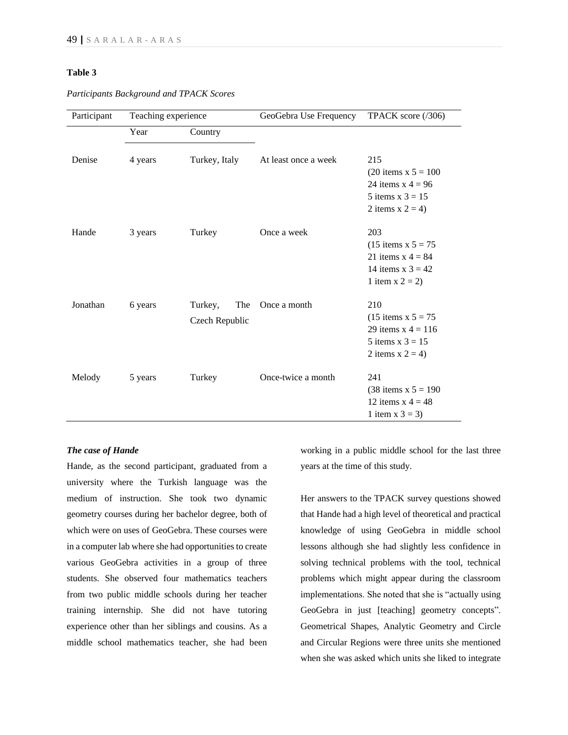**Table 3**

*Participants Background and TPACK Scores*

| Participant | Teaching experience | | GeoGebra Use Frequency | TPACK score (/306) |
|---|---|---|---|---|
| | Year | Country | | |
| Denise | 4 years | Turkey, Italy | At least once a week | 215<br>(20 items x 5 = 100<br>24 items x 4 = 96<br>5 items x 3 = 15<br>2 items x 2 = 4) |
| Hande | 3 years | Turkey | Once a week | 203<br>(15 items x 5 = 75<br>21 items x 4 = 84<br>14 items x 3 = 42<br>1 item x 2 = 2) |
| Jonathan | 6 years | Turkey, The Czech Republic | Once a month | 210<br>(15 items x 5 = 75<br>29 items x 4 = 116<br>5 items x 3 = 15<br>2 items x 2 = 4) |
| Melody | 5 years | Turkey | Once-twice a month | 241<br>(38 items x 5 = 190<br>12 items x 4 = 48<br>1 item x 3 = 3) |

***The case of Hande***

Hande, as the second participant, graduated from a university where the Turkish language was the medium of instruction. She took two dynamic geometry courses during her bachelor degree, both of which were on uses of GeoGebra. These courses were in a computer lab where she had opportunities to create various GeoGebra activities in a group of three students. She observed four mathematics teachers from two public middle schools during her teacher training internship. She did not have tutoring experience other than her siblings and cousins. As a middle school mathematics teacher, she had been working in a public middle school for the last three years at the time of this study.

Her answers to the TPACK survey questions showed that Hande had a high level of theoretical and practical knowledge of using GeoGebra in middle school lessons although she had slightly less confidence in solving technical problems with the tool, technical problems which might appear during the classroom implementations. She noted that she is "actually using GeoGebra in just [teaching] geometry concepts". Geometrical Shapes, Analytic Geometry and Circle and Circular Regions were three units she mentioned when she was asked which units she liked to integrate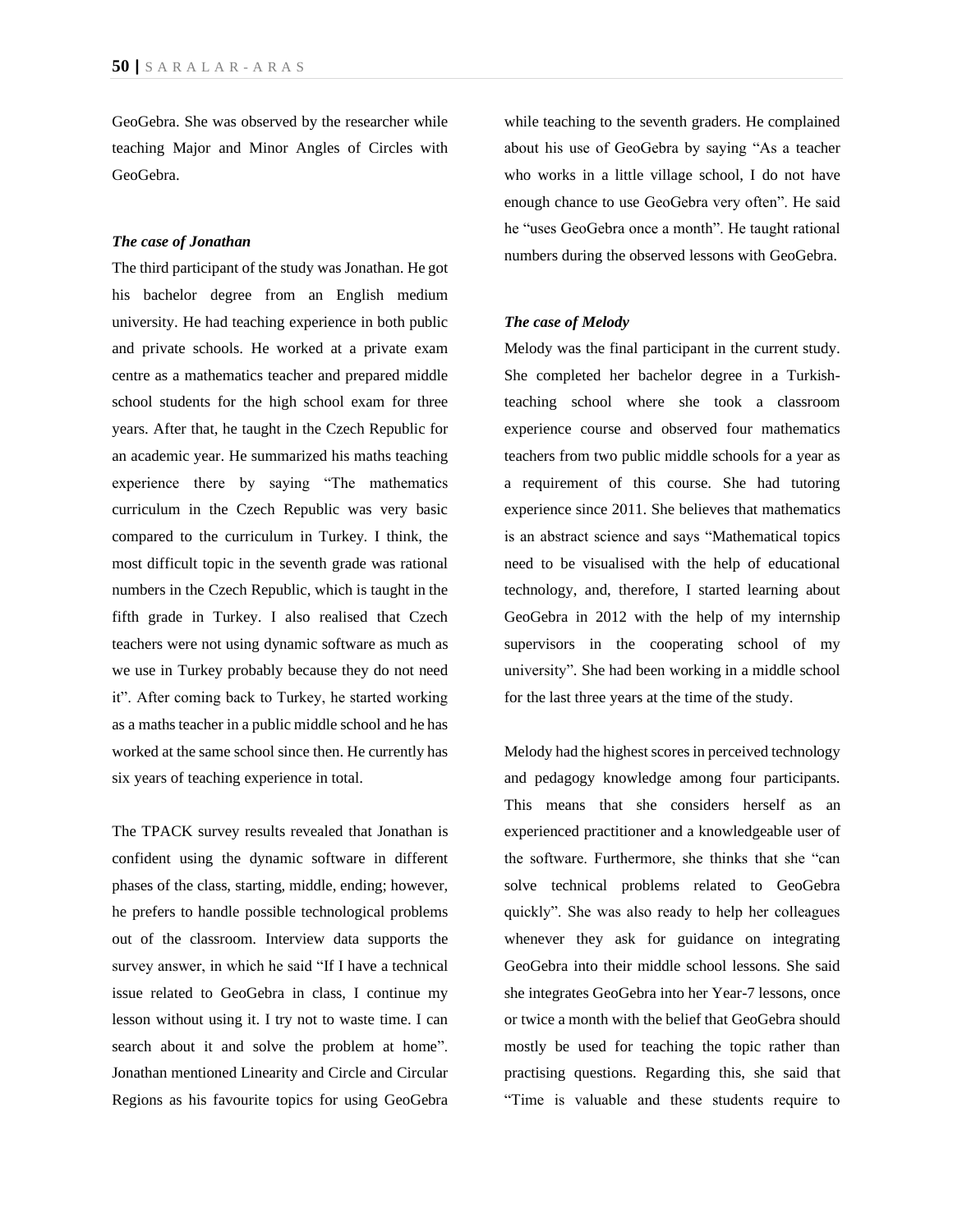GeoGebra. She was observed by the researcher while teaching Major and Minor Angles of Circles with GeoGebra.

***The case of Jonathan***

The third participant of the study was Jonathan. He got his bachelor degree from an English medium university. He had teaching experience in both public and private schools. He worked at a private exam centre as a mathematics teacher and prepared middle school students for the high school exam for three years. After that, he taught in the Czech Republic for an academic year. He summarized his maths teaching experience there by saying "The mathematics curriculum in the Czech Republic was very basic compared to the curriculum in Turkey. I think, the most difficult topic in the seventh grade was rational numbers in the Czech Republic, which is taught in the fifth grade in Turkey. I also realised that Czech teachers were not using dynamic software as much as we use in Turkey probably because they do not need it". After coming back to Turkey, he started working as a maths teacher in a public middle school and he has worked at the same school since then. He currently has six years of teaching experience in total.

The TPACK survey results revealed that Jonathan is confident using the dynamic software in different phases of the class, starting, middle, ending; however, he prefers to handle possible technological problems out of the classroom. Interview data supports the survey answer, in which he said "If I have a technical issue related to GeoGebra in class, I continue my lesson without using it. I try not to waste time. I can search about it and solve the problem at home". Jonathan mentioned Linearity and Circle and Circular Regions as his favourite topics for using GeoGebra while teaching to the seventh graders. He complained about his use of GeoGebra by saying "As a teacher who works in a little village school, I do not have enough chance to use GeoGebra very often". He said he "uses GeoGebra once a month". He taught rational numbers during the observed lessons with GeoGebra.

***The case of Melody***

Melody was the final participant in the current study. She completed her bachelor degree in a Turkish-teaching school where she took a classroom experience course and observed four mathematics teachers from two public middle schools for a year as a requirement of this course. She had tutoring experience since 2011. She believes that mathematics is an abstract science and says "Mathematical topics need to be visualised with the help of educational technology, and, therefore, I started learning about GeoGebra in 2012 with the help of my internship supervisors in the cooperating school of my university". She had been working in a middle school for the last three years at the time of the study.

Melody had the highest scores in perceived technology and pedagogy knowledge among four participants. This means that she considers herself as an experienced practitioner and a knowledgeable user of the software. Furthermore, she thinks that she "can solve technical problems related to GeoGebra quickly". She was also ready to help her colleagues whenever they ask for guidance on integrating GeoGebra into their middle school lessons. She said she integrates GeoGebra into her Year-7 lessons, once or twice a month with the belief that GeoGebra should mostly be used for teaching the topic rather than practising questions. Regarding this, she said that "Time is valuable and these students require to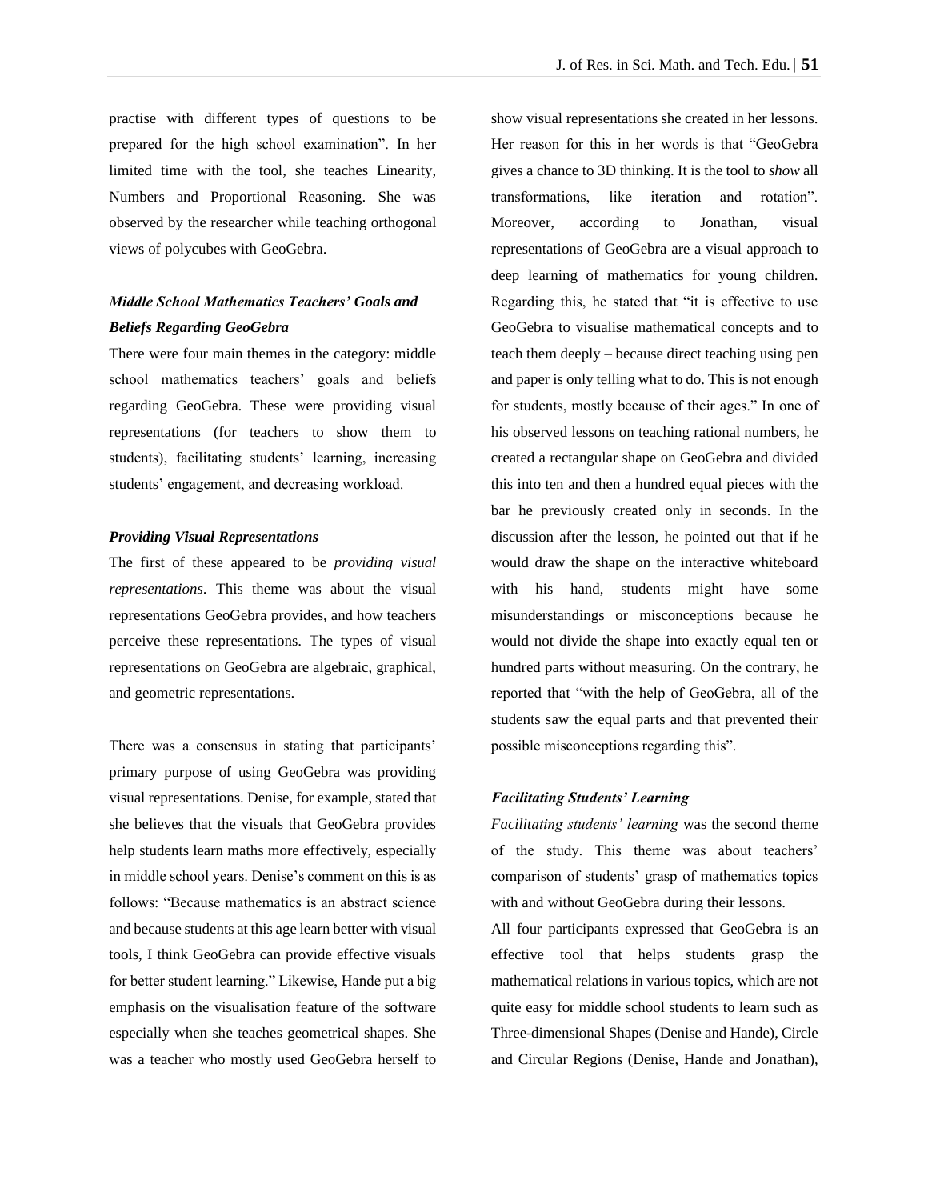practise with different types of questions to be prepared for the high school examination". In her limited time with the tool, she teaches Linearity, Numbers and Proportional Reasoning. She was observed by the researcher while teaching orthogonal views of polycubes with GeoGebra.

### *Middle School Mathematics Teachers' Goals and Beliefs Regarding GeoGebra*

There were four main themes in the category: middle school mathematics teachers' goals and beliefs regarding GeoGebra. These were providing visual representations (for teachers to show them to students), facilitating students' learning, increasing students' engagement, and decreasing workload.

#### *Providing Visual Representations*

The first of these appeared to be *providing visual representations*. This theme was about the visual representations GeoGebra provides, and how teachers perceive these representations. The types of visual representations on GeoGebra are algebraic, graphical, and geometric representations.

There was a consensus in stating that participants' primary purpose of using GeoGebra was providing visual representations. Denise, for example, stated that she believes that the visuals that GeoGebra provides help students learn maths more effectively, especially in middle school years. Denise's comment on this is as follows: "Because mathematics is an abstract science and because students at this age learn better with visual tools, I think GeoGebra can provide effective visuals for better student learning." Likewise, Hande put a big emphasis on the visualisation feature of the software especially when she teaches geometrical shapes. She was a teacher who mostly used GeoGebra herself to show visual representations she created in her lessons. Her reason for this in her words is that "GeoGebra gives a chance to 3D thinking. It is the tool to *show* all transformations, like iteration and rotation". Moreover, according to Jonathan, visual representations of GeoGebra are a visual approach to deep learning of mathematics for young children. Regarding this, he stated that "it is effective to use GeoGebra to visualise mathematical concepts and to teach them deeply – because direct teaching using pen and paper is only telling what to do. This is not enough for students, mostly because of their ages." In one of his observed lessons on teaching rational numbers, he created a rectangular shape on GeoGebra and divided this into ten and then a hundred equal pieces with the bar he previously created only in seconds. In the discussion after the lesson, he pointed out that if he would draw the shape on the interactive whiteboard with his hand, students might have some misunderstandings or misconceptions because he would not divide the shape into exactly equal ten or hundred parts without measuring. On the contrary, he reported that "with the help of GeoGebra, all of the students saw the equal parts and that prevented their possible misconceptions regarding this".

#### *Facilitating Students' Learning*

*Facilitating students' learning* was the second theme of the study. This theme was about teachers' comparison of students' grasp of mathematics topics with and without GeoGebra during their lessons.

All four participants expressed that GeoGebra is an effective tool that helps students grasp the mathematical relations in various topics, which are not quite easy for middle school students to learn such as Three-dimensional Shapes (Denise and Hande), Circle and Circular Regions (Denise, Hande and Jonathan),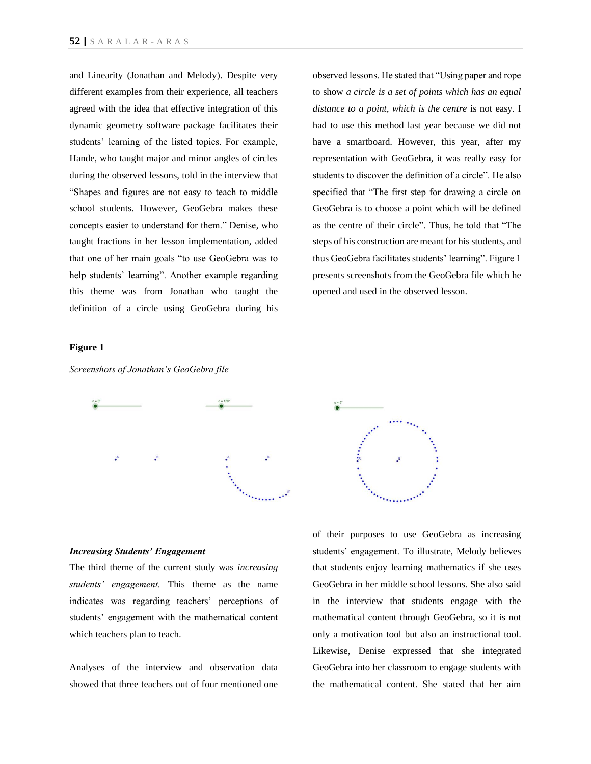and Linearity (Jonathan and Melody). Despite very different examples from their experience, all teachers agreed with the idea that effective integration of this dynamic geometry software package facilitates their students' learning of the listed topics. For example, Hande, who taught major and minor angles of circles during the observed lessons, told in the interview that "Shapes and figures are not easy to teach to middle school students. However, GeoGebra makes these concepts easier to understand for them." Denise, who taught fractions in her lesson implementation, added that one of her main goals "to use GeoGebra was to help students' learning". Another example regarding this theme was from Jonathan who taught the definition of a circle using GeoGebra during his observed lessons. He stated that "Using paper and rope to show *a circle is a set of points which has an equal distance to a point, which is the centre* is not easy. I had to use this method last year because we did not have a smartboard. However, this year, after my representation with GeoGebra, it was really easy for students to discover the definition of a circle". He also specified that "The first step for drawing a circle on GeoGebra is to choose a point which will be defined as the centre of their circle". Thus, he told that "The steps of his construction are meant for his students, and thus GeoGebra facilitates students' learning". Figure 1 presents screenshots from the GeoGebra file which he opened and used in the observed lesson.

**Figure 1**

*Screenshots of Jonathan's GeoGebra file*

### *Increasing Students' Engagement*

The third theme of the current study was *increasing students' engagement.* This theme as the name indicates was regarding teachers' perceptions of students' engagement with the mathematical content which teachers plan to teach.

Analyses of the interview and observation data showed that three teachers out of four mentioned one of their purposes to use GeoGebra as increasing students' engagement. To illustrate, Melody believes that students enjoy learning mathematics if she uses GeoGebra in her middle school lessons. She also said in the interview that students engage with the mathematical content through GeoGebra, so it is not only a motivation tool but also an instructional tool. Likewise, Denise expressed that she integrated GeoGebra into her classroom to engage students with the mathematical content. She stated that her aim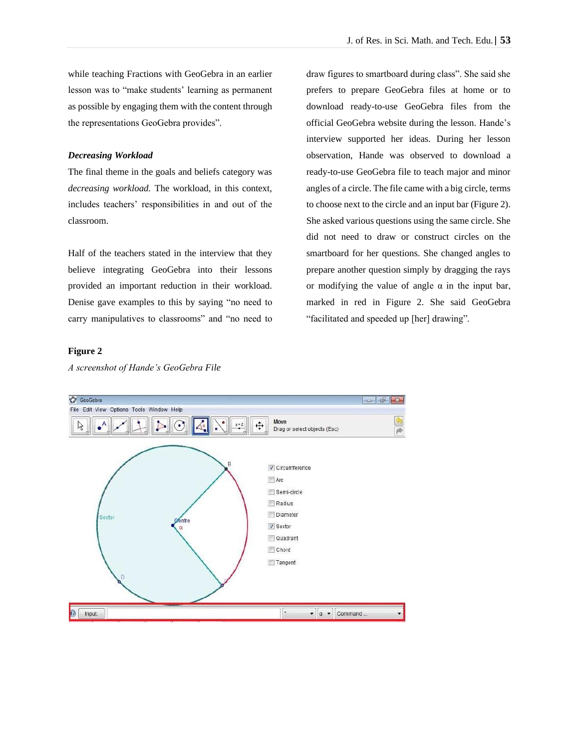while teaching Fractions with GeoGebra in an earlier lesson was to "make students' learning as permanent as possible by engaging them with the content through the representations GeoGebra provides".

### *Decreasing Workload*

The final theme in the goals and beliefs category was *decreasing workload.* The workload, in this context, includes teachers' responsibilities in and out of the classroom.

Half of the teachers stated in the interview that they believe integrating GeoGebra into their lessons provided an important reduction in their workload. Denise gave examples to this by saying "no need to carry manipulatives to classrooms" and "no need to draw figures to smartboard during class". She said she prefers to prepare GeoGebra files at home or to download ready-to-use GeoGebra files from the official GeoGebra website during the lesson. Hande's interview supported her ideas. During her lesson observation, Hande was observed to download a ready-to-use GeoGebra file to teach major and minor angles of a circle. The file came with a big circle, terms to choose next to the circle and an input bar (Figure 2). She asked various questions using the same circle. She did not need to draw or construct circles on the smartboard for her questions. She changed angles to prepare another question simply by dragging the rays or modifying the value of angle α in the input bar, marked in red in Figure 2. She said GeoGebra "facilitated and speeded up [her] drawing".

**Figure 2**

*A screenshot of Hande's GeoGebra File*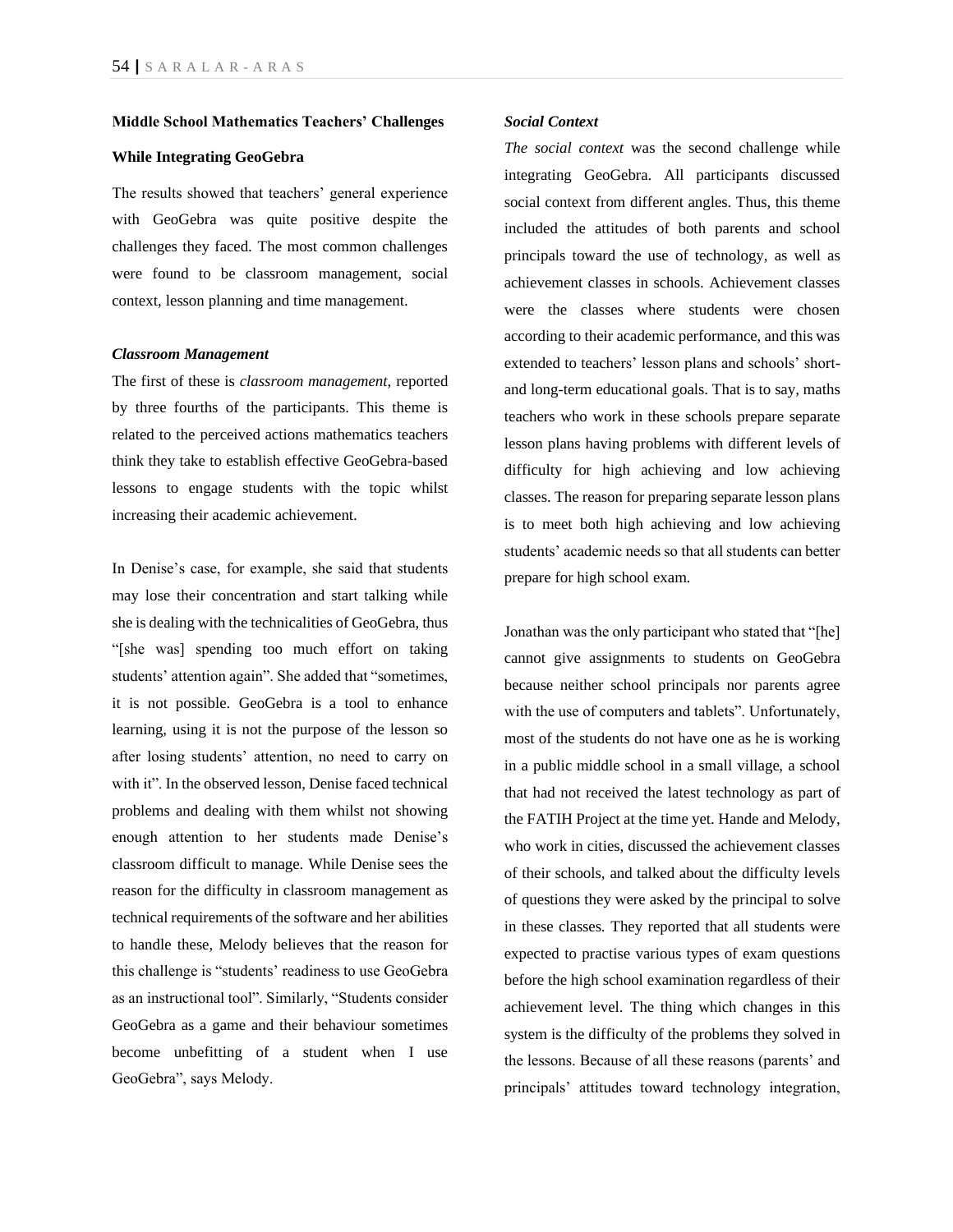### Middle School Mathematics Teachers' Challenges While Integrating GeoGebra

The results showed that teachers' general experience with GeoGebra was quite positive despite the challenges they faced. The most common challenges were found to be classroom management, social context, lesson planning and time management.

#### *Classroom Management*

The first of these is *classroom management*, reported by three fourths of the participants. This theme is related to the perceived actions mathematics teachers think they take to establish effective GeoGebra-based lessons to engage students with the topic whilst increasing their academic achievement.

In Denise's case, for example, she said that students may lose their concentration and start talking while she is dealing with the technicalities of GeoGebra, thus "[she was] spending too much effort on taking students' attention again". She added that "sometimes, it is not possible. GeoGebra is a tool to enhance learning, using it is not the purpose of the lesson so after losing students' attention, no need to carry on with it". In the observed lesson, Denise faced technical problems and dealing with them whilst not showing enough attention to her students made Denise's classroom difficult to manage. While Denise sees the reason for the difficulty in classroom management as technical requirements of the software and her abilities to handle these, Melody believes that the reason for this challenge is "students' readiness to use GeoGebra as an instructional tool". Similarly, "Students consider GeoGebra as a game and their behaviour sometimes become unbefitting of a student when I use GeoGebra", says Melody.

#### *Social Context*

*The social context* was the second challenge while integrating GeoGebra. All participants discussed social context from different angles. Thus, this theme included the attitudes of both parents and school principals toward the use of technology, as well as achievement classes in schools. Achievement classes were the classes where students were chosen according to their academic performance, and this was extended to teachers' lesson plans and schools' short- and long-term educational goals. That is to say, maths teachers who work in these schools prepare separate lesson plans having problems with different levels of difficulty for high achieving and low achieving classes. The reason for preparing separate lesson plans is to meet both high achieving and low achieving students' academic needs so that all students can better prepare for high school exam.

Jonathan was the only participant who stated that "[he] cannot give assignments to students on GeoGebra because neither school principals nor parents agree with the use of computers and tablets". Unfortunately, most of the students do not have one as he is working in a public middle school in a small village, a school that had not received the latest technology as part of the FATIH Project at the time yet. Hande and Melody, who work in cities, discussed the achievement classes of their schools, and talked about the difficulty levels of questions they were asked by the principal to solve in these classes. They reported that all students were expected to practise various types of exam questions before the high school examination regardless of their achievement level. The thing which changes in this system is the difficulty of the problems they solved in the lessons. Because of all these reasons (parents' and principals' attitudes toward technology integration,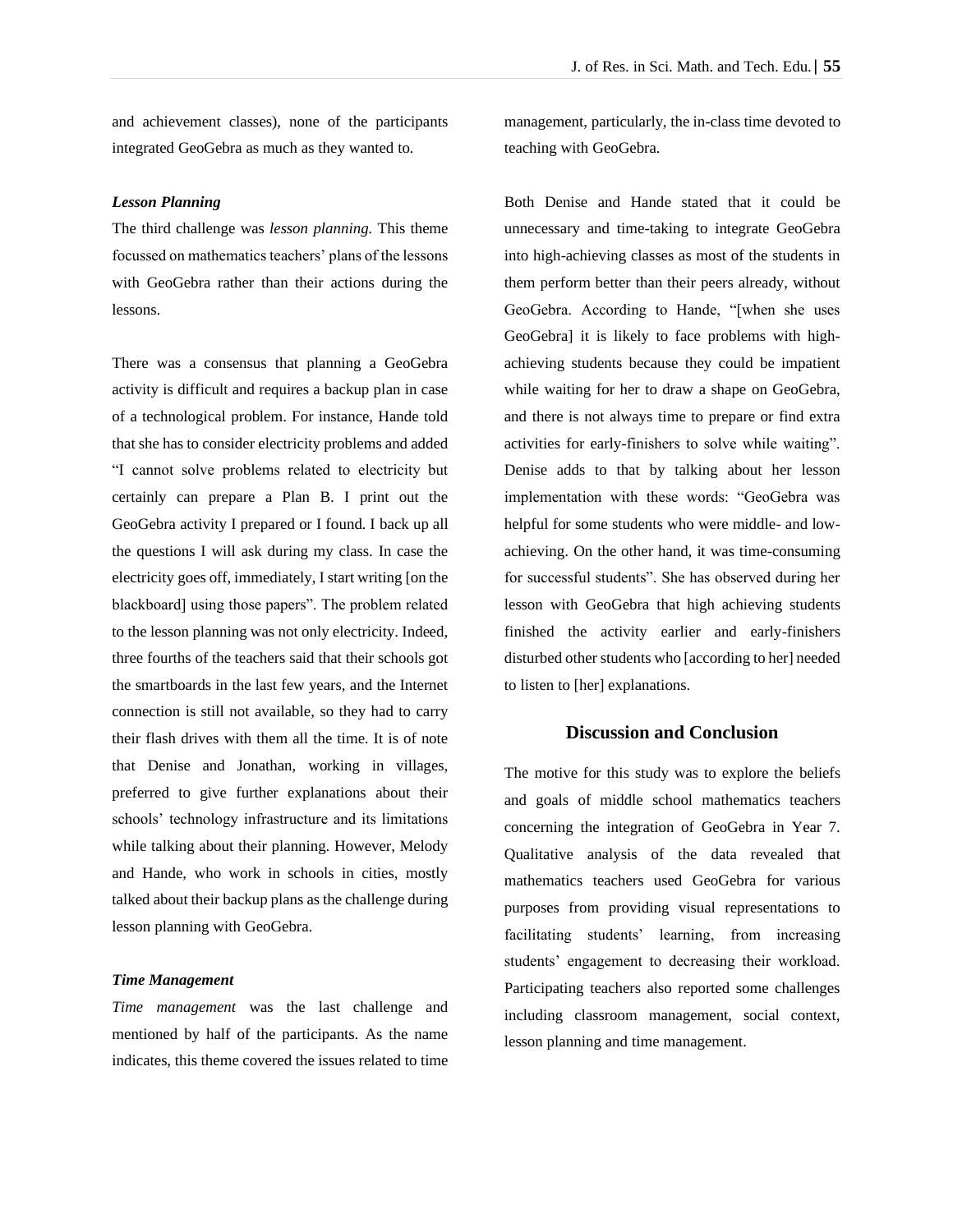and achievement classes), none of the participants integrated GeoGebra as much as they wanted to.

***Lesson Planning***

The third challenge was *lesson planning*. This theme focussed on mathematics teachers' plans of the lessons with GeoGebra rather than their actions during the lessons.

There was a consensus that planning a GeoGebra activity is difficult and requires a backup plan in case of a technological problem. For instance, Hande told that she has to consider electricity problems and added "I cannot solve problems related to electricity but certainly can prepare a Plan B. I print out the GeoGebra activity I prepared or I found. I back up all the questions I will ask during my class. In case the electricity goes off, immediately, I start writing [on the blackboard] using those papers". The problem related to the lesson planning was not only electricity. Indeed, three fourths of the teachers said that their schools got the smartboards in the last few years, and the Internet connection is still not available, so they had to carry their flash drives with them all the time. It is of note that Denise and Jonathan, working in villages, preferred to give further explanations about their schools' technology infrastructure and its limitations while talking about their planning. However, Melody and Hande, who work in schools in cities, mostly talked about their backup plans as the challenge during lesson planning with GeoGebra.

***Time Management***

*Time management* was the last challenge and mentioned by half of the participants. As the name indicates, this theme covered the issues related to time management, particularly, the in-class time devoted to teaching with GeoGebra.

Both Denise and Hande stated that it could be unnecessary and time-taking to integrate GeoGebra into high-achieving classes as most of the students in them perform better than their peers already, without GeoGebra. According to Hande, "[when she uses GeoGebra] it is likely to face problems with high-achieving students because they could be impatient while waiting for her to draw a shape on GeoGebra, and there is not always time to prepare or find extra activities for early-finishers to solve while waiting". Denise adds to that by talking about her lesson implementation with these words: "GeoGebra was helpful for some students who were middle- and low-achieving. On the other hand, it was time-consuming for successful students". She has observed during her lesson with GeoGebra that high achieving students finished the activity earlier and early-finishers disturbed other students who [according to her] needed to listen to [her] explanations.

## Discussion and Conclusion

The motive for this study was to explore the beliefs and goals of middle school mathematics teachers concerning the integration of GeoGebra in Year 7. Qualitative analysis of the data revealed that mathematics teachers used GeoGebra for various purposes from providing visual representations to facilitating students' learning, from increasing students' engagement to decreasing their workload. Participating teachers also reported some challenges including classroom management, social context, lesson planning and time management.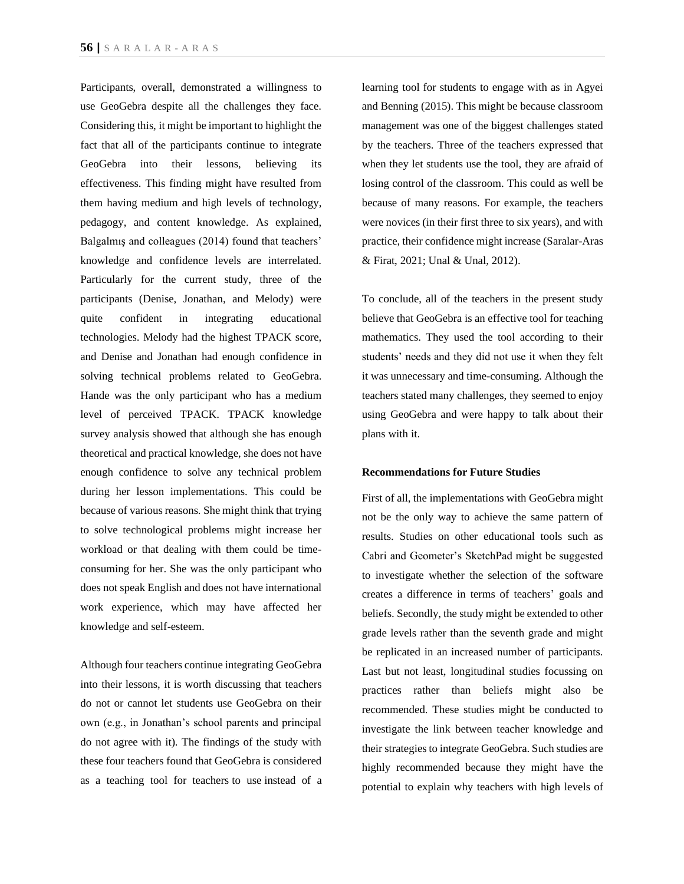Participants, overall, demonstrated a willingness to use GeoGebra despite all the challenges they face. Considering this, it might be important to highlight the fact that all of the participants continue to integrate GeoGebra into their lessons, believing its effectiveness. This finding might have resulted from them having medium and high levels of technology, pedagogy, and content knowledge. As explained, Balgalmış and colleagues (2014) found that teachers' knowledge and confidence levels are interrelated. Particularly for the current study, three of the participants (Denise, Jonathan, and Melody) were quite confident in integrating educational technologies. Melody had the highest TPACK score, and Denise and Jonathan had enough confidence in solving technical problems related to GeoGebra. Hande was the only participant who has a medium level of perceived TPACK. TPACK knowledge survey analysis showed that although she has enough theoretical and practical knowledge, she does not have enough confidence to solve any technical problem during her lesson implementations. This could be because of various reasons. She might think that trying to solve technological problems might increase her workload or that dealing with them could be time-consuming for her. She was the only participant who does not speak English and does not have international work experience, which may have affected her knowledge and self-esteem.

Although four teachers continue integrating GeoGebra into their lessons, it is worth discussing that teachers do not or cannot let students use GeoGebra on their own (e.g., in Jonathan's school parents and principal do not agree with it). The findings of the study with these four teachers found that GeoGebra is considered as a teaching tool for teachers to use instead of a learning tool for students to engage with as in Agyei and Benning (2015). This might be because classroom management was one of the biggest challenges stated by the teachers. Three of the teachers expressed that when they let students use the tool, they are afraid of losing control of the classroom. This could as well be because of many reasons. For example, the teachers were novices (in their first three to six years), and with practice, their confidence might increase (Saralar-Aras & Firat, 2021; Unal & Unal, 2012).

To conclude, all of the teachers in the present study believe that GeoGebra is an effective tool for teaching mathematics. They used the tool according to their students' needs and they did not use it when they felt it was unnecessary and time-consuming. Although the teachers stated many challenges, they seemed to enjoy using GeoGebra and were happy to talk about their plans with it.

**Recommendations for Future Studies**

First of all, the implementations with GeoGebra might not be the only way to achieve the same pattern of results. Studies on other educational tools such as Cabri and Geometer's SketchPad might be suggested to investigate whether the selection of the software creates a difference in terms of teachers' goals and beliefs. Secondly, the study might be extended to other grade levels rather than the seventh grade and might be replicated in an increased number of participants. Last but not least, longitudinal studies focussing on practices rather than beliefs might also be recommended. These studies might be conducted to investigate the link between teacher knowledge and their strategies to integrate GeoGebra. Such studies are highly recommended because they might have the potential to explain why teachers with high levels of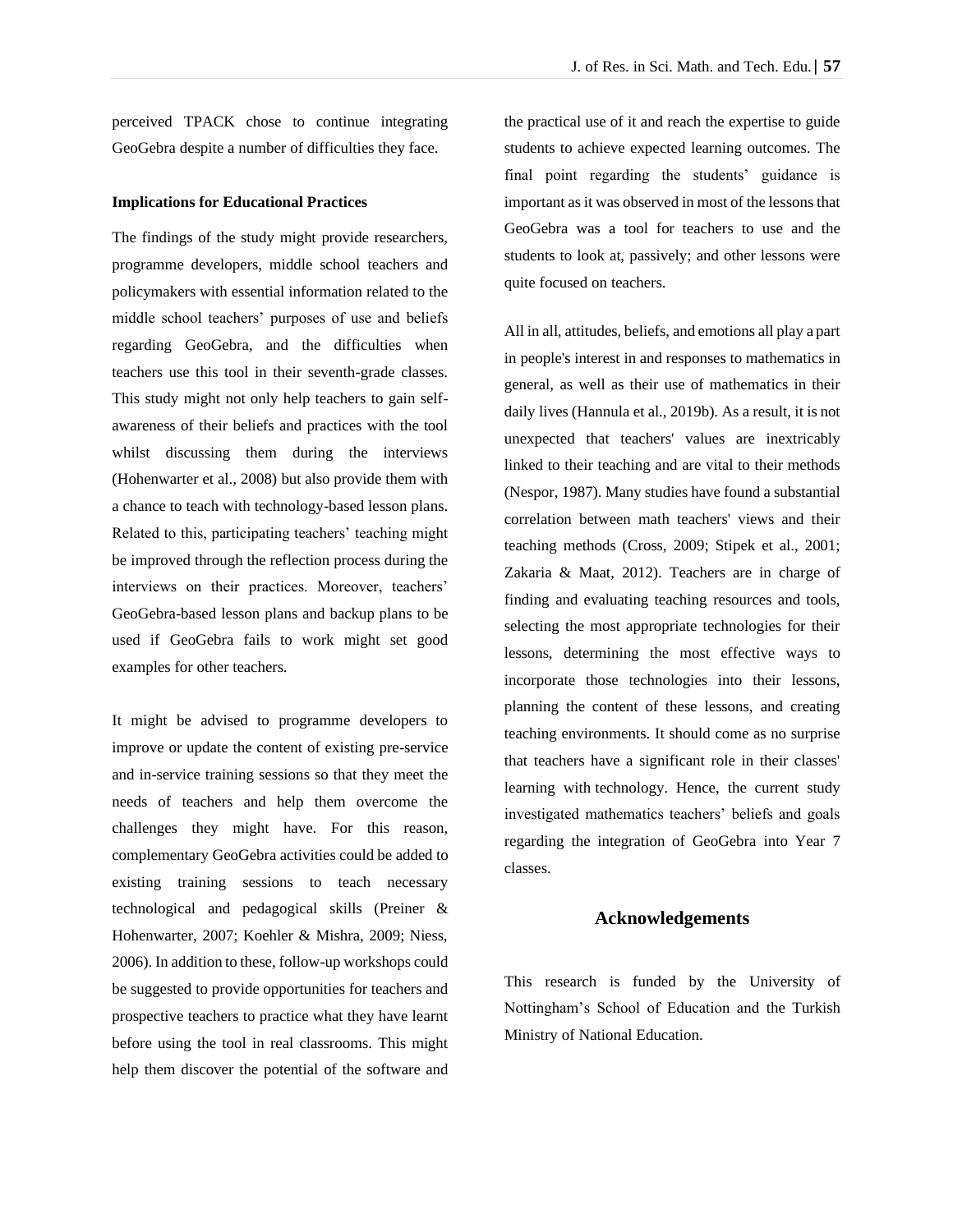perceived TPACK chose to continue integrating GeoGebra despite a number of difficulties they face.

### Implications for Educational Practices

The findings of the study might provide researchers, programme developers, middle school teachers and policymakers with essential information related to the middle school teachers' purposes of use and beliefs regarding GeoGebra, and the difficulties when teachers use this tool in their seventh-grade classes. This study might not only help teachers to gain self-awareness of their beliefs and practices with the tool whilst discussing them during the interviews (Hohenwarter et al., 2008) but also provide them with a chance to teach with technology-based lesson plans. Related to this, participating teachers' teaching might be improved through the reflection process during the interviews on their practices. Moreover, teachers' GeoGebra-based lesson plans and backup plans to be used if GeoGebra fails to work might set good examples for other teachers.

It might be advised to programme developers to improve or update the content of existing pre-service and in-service training sessions so that they meet the needs of teachers and help them overcome the challenges they might have. For this reason, complementary GeoGebra activities could be added to existing training sessions to teach necessary technological and pedagogical skills (Preiner & Hohenwarter, 2007; Koehler & Mishra, 2009; Niess, 2006). In addition to these, follow-up workshops could be suggested to provide opportunities for teachers and prospective teachers to practice what they have learnt before using the tool in real classrooms. This might help them discover the potential of the software and the practical use of it and reach the expertise to guide students to achieve expected learning outcomes. The final point regarding the students' guidance is important as it was observed in most of the lessons that GeoGebra was a tool for teachers to use and the students to look at, passively; and other lessons were quite focused on teachers.

All in all, attitudes, beliefs, and emotions all play a part in people's interest in and responses to mathematics in general, as well as their use of mathematics in their daily lives (Hannula et al., 2019b). As a result, it is not unexpected that teachers' values are inextricably linked to their teaching and are vital to their methods (Nespor, 1987). Many studies have found a substantial correlation between math teachers' views and their teaching methods (Cross, 2009; Stipek et al., 2001; Zakaria & Maat, 2012). Teachers are in charge of finding and evaluating teaching resources and tools, selecting the most appropriate technologies for their lessons, determining the most effective ways to incorporate those technologies into their lessons, planning the content of these lessons, and creating teaching environments. It should come as no surprise that teachers have a significant role in their classes' learning with technology. Hence, the current study investigated mathematics teachers' beliefs and goals regarding the integration of GeoGebra into Year 7 classes.

## Acknowledgements

This research is funded by the University of Nottingham's School of Education and the Turkish Ministry of National Education.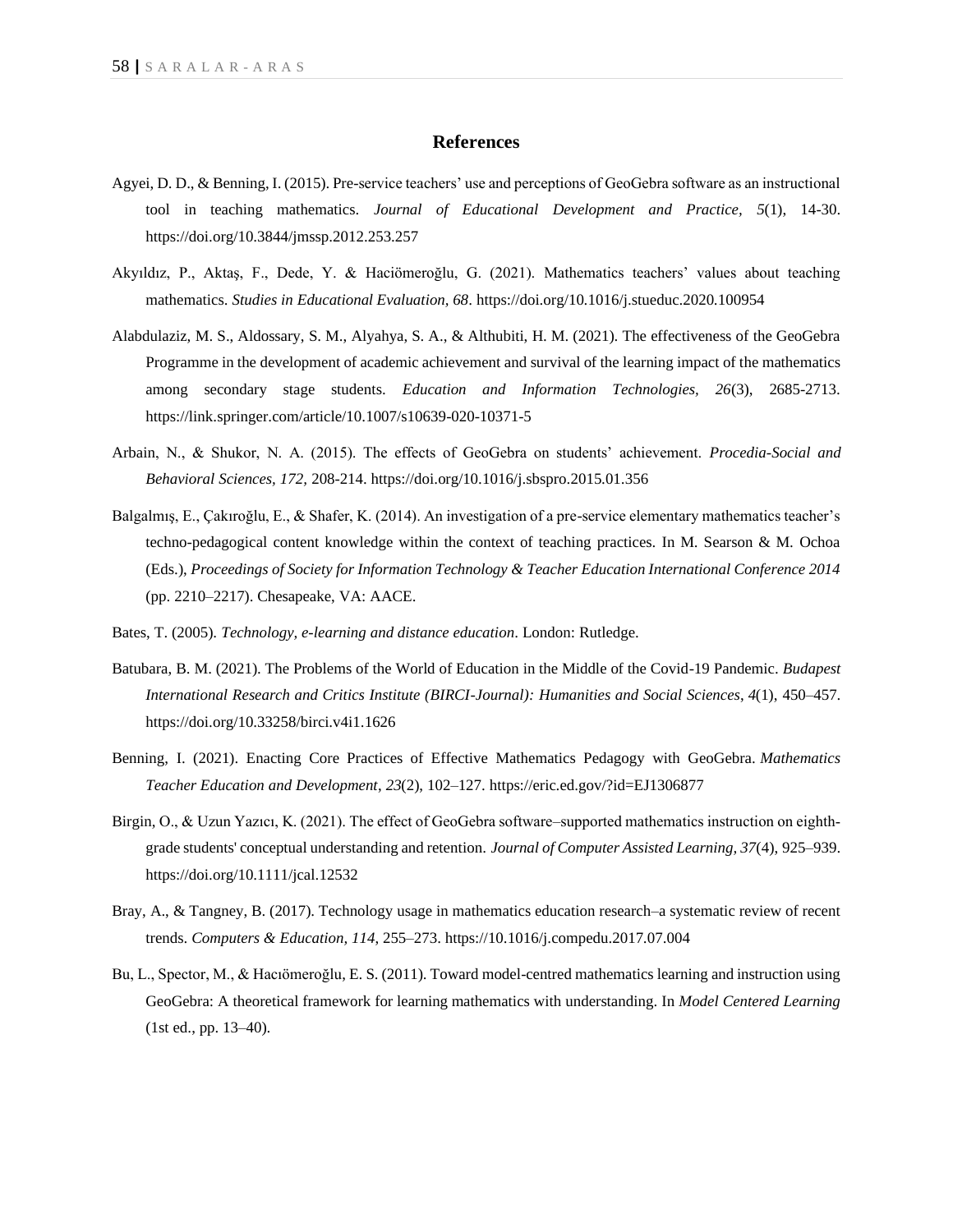## References

Agyei, D. D., & Benning, I. (2015). Pre-service teachers' use and perceptions of GeoGebra software as an instructional tool in teaching mathematics. *Journal of Educational Development and Practice, 5*(1), 14-30. https://doi.org/10.3844/jmssp.2012.253.257

Akyıldız, P., Aktaş, F., Dede, Y. & Haciömeroğlu, G. (2021). Mathematics teachers' values about teaching mathematics. *Studies in Educational Evaluation, 68*. https://doi.org/10.1016/j.stueduc.2020.100954

Alabdulaziz, M. S., Aldossary, S. M., Alyahya, S. A., & Althubiti, H. M. (2021). The effectiveness of the GeoGebra Programme in the development of academic achievement and survival of the learning impact of the mathematics among secondary stage students. *Education and Information Technologies, 26*(3), 2685-2713. https://link.springer.com/article/10.1007/s10639-020-10371-5

Arbain, N., & Shukor, N. A. (2015). The effects of GeoGebra on students' achievement. *Procedia-Social and Behavioral Sciences, 172,* 208-214. https://doi.org/10.1016/j.sbspro.2015.01.356

Balgalmış, E., Çakıroğlu, E., & Shafer, K. (2014). An investigation of a pre-service elementary mathematics teacher's techno-pedagogical content knowledge within the context of teaching practices. In M. Searson & M. Ochoa (Eds.), *Proceedings of Society for Information Technology & Teacher Education International Conference 2014* (pp. 2210–2217). Chesapeake, VA: AACE.

Bates, T. (2005). *Technology, e-learning and distance education*. London: Rutledge.

Batubara, B. M. (2021). The Problems of the World of Education in the Middle of the Covid-19 Pandemic. *Budapest International Research and Critics Institute (BIRCI-Journal): Humanities and Social Sciences*, *4*(1), 450–457. https://doi.org/10.33258/birci.v4i1.1626

Benning, I. (2021). Enacting Core Practices of Effective Mathematics Pedagogy with GeoGebra. *Mathematics Teacher Education and Development*, *23*(2), 102–127. https://eric.ed.gov/?id=EJ1306877

Birgin, O., & Uzun Yazıcı, K. (2021). The effect of GeoGebra software–supported mathematics instruction on eighth-grade students' conceptual understanding and retention. *Journal of Computer Assisted Learning, 37*(4), 925–939. https://doi.org/10.1111/jcal.12532

Bray, A., & Tangney, B. (2017). Technology usage in mathematics education research–a systematic review of recent trends. *Computers & Education, 114*, 255–273. https://10.1016/j.compedu.2017.07.004

Bu, L., Spector, M., & Hacıömeroğlu, E. S. (2011). Toward model-centred mathematics learning and instruction using GeoGebra: A theoretical framework for learning mathematics with understanding. In *Model Centered Learning* (1st ed., pp. 13–40).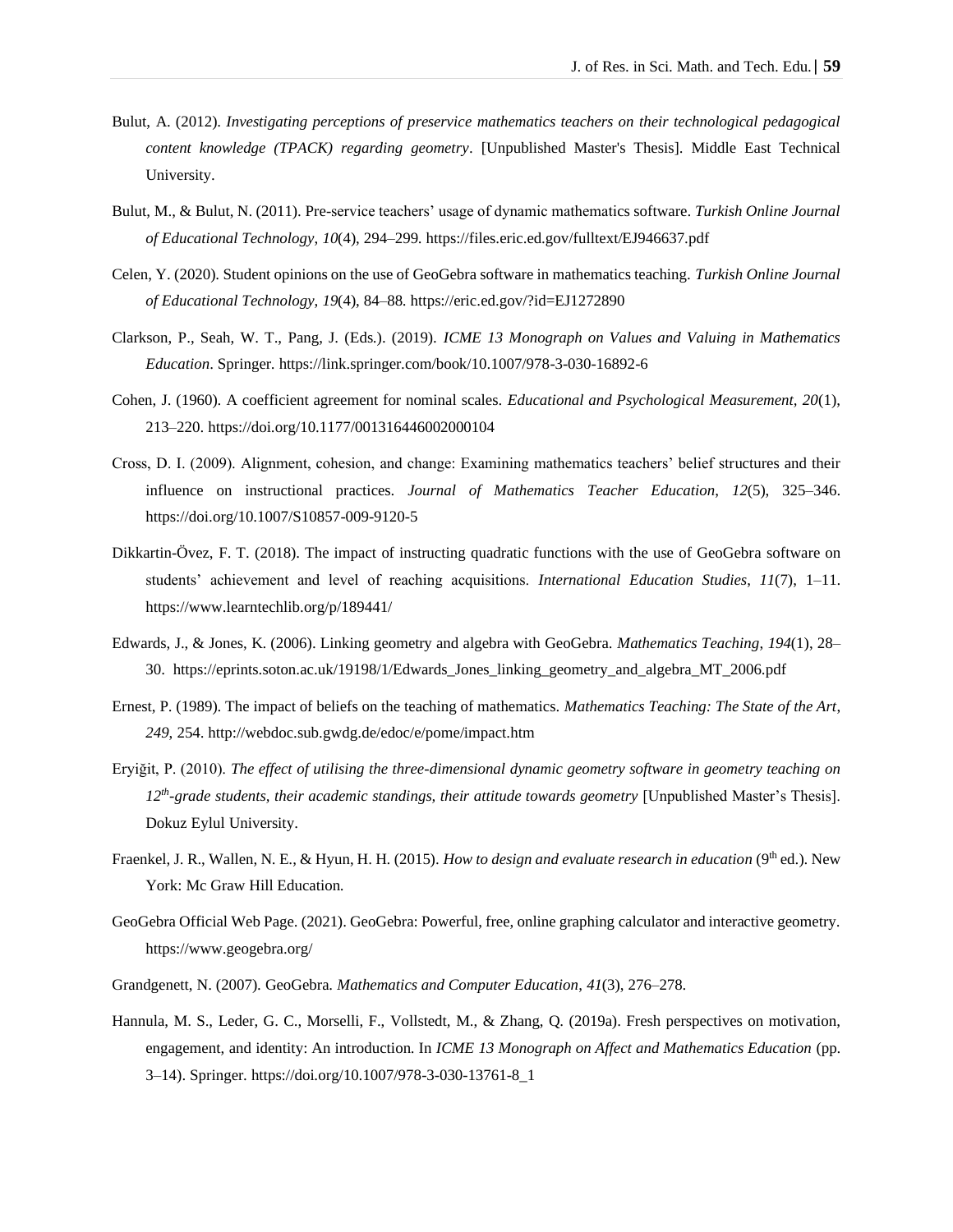Bulut, A. (2012). *Investigating perceptions of preservice mathematics teachers on their technological pedagogical content knowledge (TPACK) regarding geometry*. [Unpublished Master's Thesis]. Middle East Technical University.

Bulut, M., & Bulut, N. (2011). Pre-service teachers' usage of dynamic mathematics software. *Turkish Online Journal of Educational Technology, 10*(4), 294–299. https://files.eric.ed.gov/fulltext/EJ946637.pdf

Celen, Y. (2020). Student opinions on the use of GeoGebra software in mathematics teaching. *Turkish Online Journal of Educational Technology*, *19*(4), 84–88. https://eric.ed.gov/?id=EJ1272890

Clarkson, P., Seah, W. T., Pang, J. (Eds.). (2019). *ICME 13 Monograph on Values and Valuing in Mathematics Education*. Springer. https://link.springer.com/book/10.1007/978-3-030-16892-6

Cohen, J. (1960). A coefficient agreement for nominal scales. *Educational and Psychological Measurement, 20*(1), 213–220. https://doi.org/10.1177/001316446002000104

Cross, D. I. (2009). Alignment, cohesion, and change: Examining mathematics teachers' belief structures and their influence on instructional practices. *Journal of Mathematics Teacher Education*, *12*(5), 325–346. https://doi.org/10.1007/S10857-009-9120-5

Dikkartin-Övez, F. T. (2018). The impact of instructing quadratic functions with the use of GeoGebra software on students' achievement and level of reaching acquisitions. *International Education Studies*, *11*(7), 1–11. https://www.learntechlib.org/p/189441/

Edwards, J., & Jones, K. (2006). Linking geometry and algebra with GeoGebra. *Mathematics Teaching, 194*(1), 28–30. https://eprints.soton.ac.uk/19198/1/Edwards_Jones_linking_geometry_and_algebra_MT_2006.pdf

Ernest, P. (1989). The impact of beliefs on the teaching of mathematics. *Mathematics Teaching: The State of the Art, 249*, 254. http://webdoc.sub.gwdg.de/edoc/e/pome/impact.htm

Eryiğit, P. (2010). *The effect of utilising the three-dimensional dynamic geometry software in geometry teaching on 12th-grade students, their academic standings, their attitude towards geometry* [Unpublished Master's Thesis]. Dokuz Eylul University.

Fraenkel, J. R., Wallen, N. E., & Hyun, H. H. (2015). *How to design and evaluate research in education* (9th ed.). New York: Mc Graw Hill Education.

GeoGebra Official Web Page. (2021). GeoGebra: Powerful, free, online graphing calculator and interactive geometry. https://www.geogebra.org/

Grandgenett, N. (2007). GeoGebra. *Mathematics and Computer Education*, *41*(3), 276–278.

Hannula, M. S., Leder, G. C., Morselli, F., Vollstedt, M., & Zhang, Q. (2019a). Fresh perspectives on motivation, engagement, and identity: An introduction. In *ICME 13 Monograph on Affect and Mathematics Education* (pp. 3–14). Springer. https://doi.org/10.1007/978-3-030-13761-8_1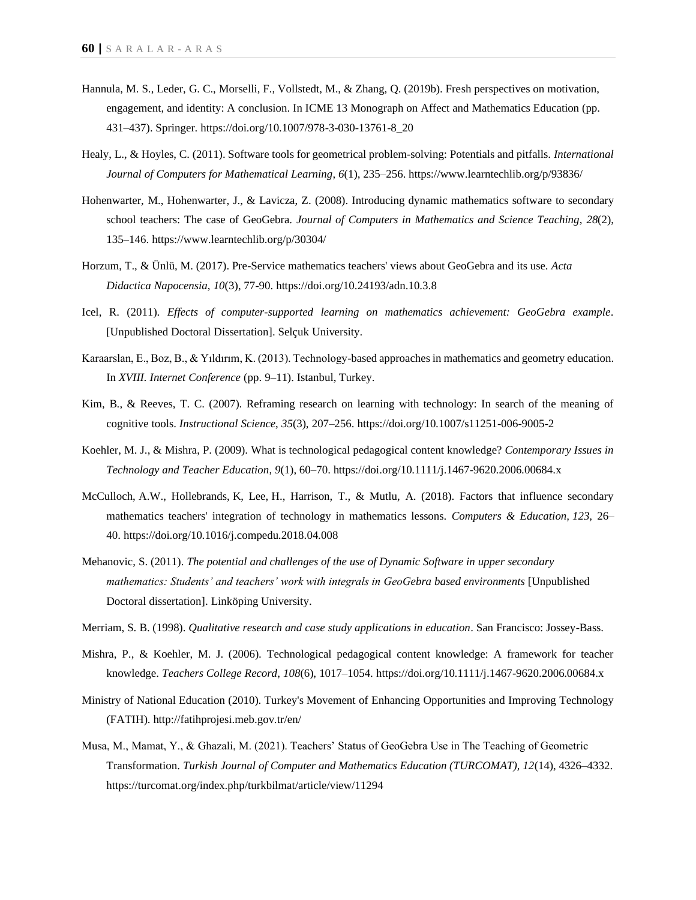Hannula, M. S., Leder, G. C., Morselli, F., Vollstedt, M., & Zhang, Q. (2019b). Fresh perspectives on motivation, engagement, and identity: A conclusion. In ICME 13 Monograph on Affect and Mathematics Education (pp. 431–437). Springer. https://doi.org/10.1007/978-3-030-13761-8_20

Healy, L., & Hoyles, C. (2011). Software tools for geometrical problem-solving: Potentials and pitfalls. *International Journal of Computers for Mathematical Learning*, *6*(1), 235–256. https://www.learntechlib.org/p/93836/

Hohenwarter, M., Hohenwarter, J., & Lavicza, Z. (2008). Introducing dynamic mathematics software to secondary school teachers: The case of GeoGebra. *Journal of Computers in Mathematics and Science Teaching*, *28*(2), 135–146. https://www.learntechlib.org/p/30304/

Horzum, T., & Ünlü, M. (2017). Pre-Service mathematics teachers' views about GeoGebra and its use. *Acta Didactica Napocensia*, *10*(3), 77-90. https://doi.org/10.24193/adn.10.3.8

Icel, R. (2011). *Effects of computer-supported learning on mathematics achievement: GeoGebra example*. [Unpublished Doctoral Dissertation]. Selçuk University.

Karaarslan, E., Boz, B., & Yıldırım, K. (2013). Technology-based approaches in mathematics and geometry education. In *XVIII. Internet Conference* (pp. 9–11). Istanbul, Turkey.

Kim, B., & Reeves, T. C. (2007). Reframing research on learning with technology: In search of the meaning of cognitive tools. *Instructional Science*, *35*(3), 207–256. https://doi.org/10.1007/s11251-006-9005-2

Koehler, M. J., & Mishra, P. (2009). What is technological pedagogical content knowledge? *Contemporary Issues in Technology and Teacher Education*, *9*(1), 60–70. https://doi.org/10.1111/j.1467-9620.2006.00684.x

McCulloch, A.W., Hollebrands, K, Lee, H., Harrison, T., & Mutlu, A. (2018). Factors that influence secondary mathematics teachers' integration of technology in mathematics lessons. *Computers & Education, 123*, 26–40. https://doi.org/10.1016/j.compedu.2018.04.008

Mehanovic, S. (2011). *The potential and challenges of the use of Dynamic Software in upper secondary mathematics: Students' and teachers' work with integrals in GeoGebra based environments* [Unpublished Doctoral dissertation]. Linköping University.

Merriam, S. B. (1998). *Qualitative research and case study applications in education*. San Francisco: Jossey-Bass.

Mishra, P., & Koehler, M. J. (2006). Technological pedagogical content knowledge: A framework for teacher knowledge. *Teachers College Record*, *108*(6), 1017–1054. https://doi.org/10.1111/j.1467-9620.2006.00684.x

Ministry of National Education (2010). Turkey's Movement of Enhancing Opportunities and Improving Technology (FATIH). http://fatihprojesi.meb.gov.tr/en/

Musa, M., Mamat, Y., & Ghazali, M. (2021). Teachers' Status of GeoGebra Use in The Teaching of Geometric Transformation. *Turkish Journal of Computer and Mathematics Education (TURCOMAT)*, *12*(14), 4326–4332. https://turcomat.org/index.php/turkbilmat/article/view/11294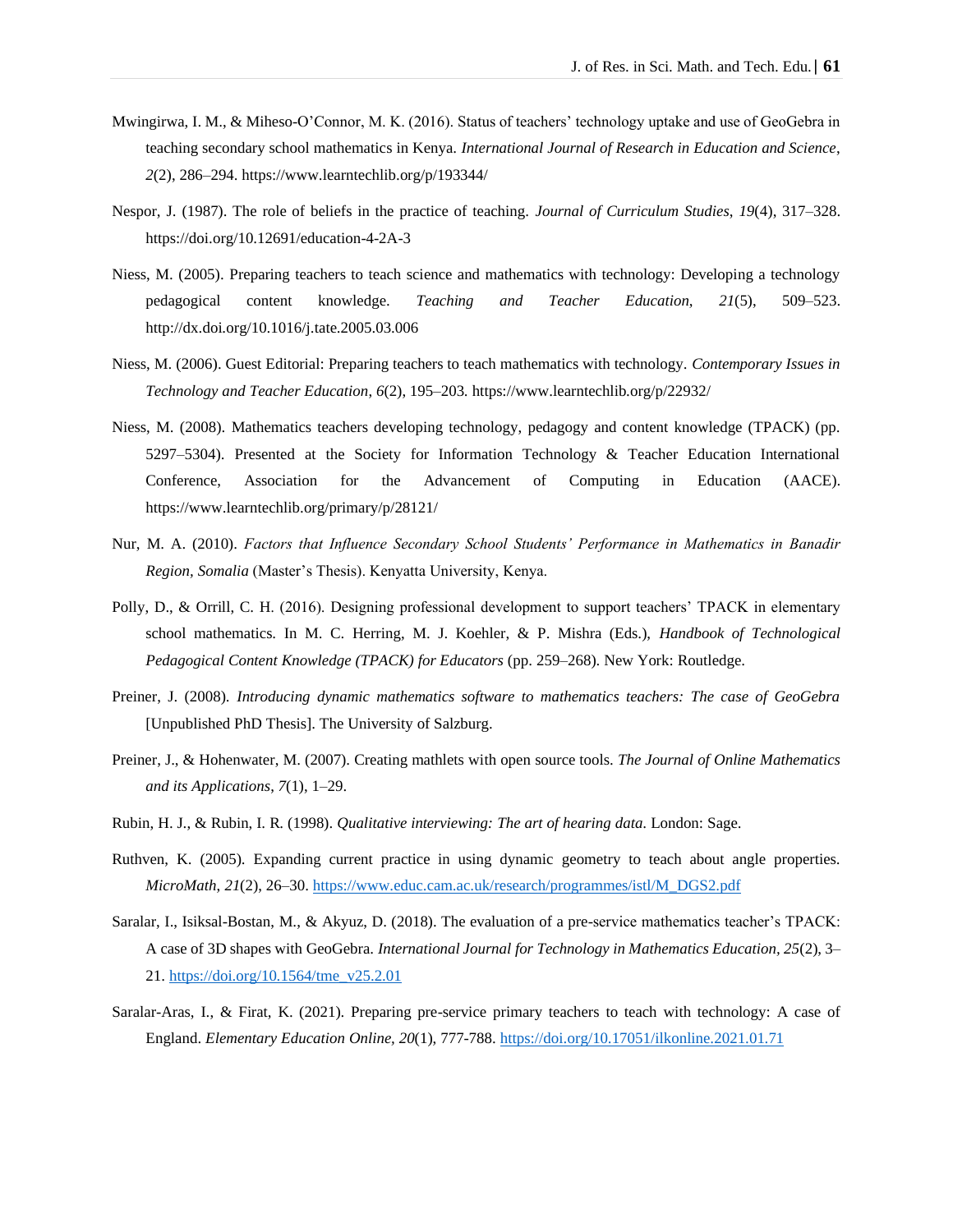Mwingirwa, I. M., & Miheso-O'Connor, M. K. (2016). Status of teachers' technology uptake and use of GeoGebra in teaching secondary school mathematics in Kenya. *International Journal of Research in Education and Science*, *2*(2), 286–294. https://www.learntechlib.org/p/193344/

Nespor, J. (1987). The role of beliefs in the practice of teaching. *Journal of Curriculum Studies*, *19*(4), 317–328. https://doi.org/10.12691/education-4-2A-3

Niess, M. (2005). Preparing teachers to teach science and mathematics with technology: Developing a technology pedagogical content knowledge. *Teaching and Teacher Education*, *21*(5), 509–523. http://dx.doi.org/10.1016/j.tate.2005.03.006

Niess, M. (2006). Guest Editorial: Preparing teachers to teach mathematics with technology. *Contemporary Issues in Technology and Teacher Education*, *6*(2), 195–203. https://www.learntechlib.org/p/22932/

Niess, M. (2008). Mathematics teachers developing technology, pedagogy and content knowledge (TPACK) (pp. 5297–5304). Presented at the Society for Information Technology & Teacher Education International Conference, Association for the Advancement of Computing in Education (AACE). https://www.learntechlib.org/primary/p/28121/

Nur, M. A. (2010). *Factors that Influence Secondary School Students' Performance in Mathematics in Banadir Region, Somalia* (Master's Thesis). Kenyatta University, Kenya.

Polly, D., & Orrill, C. H. (2016). Designing professional development to support teachers' TPACK in elementary school mathematics. In M. C. Herring, M. J. Koehler, & P. Mishra (Eds.), *Handbook of Technological Pedagogical Content Knowledge (TPACK) for Educators* (pp. 259–268). New York: Routledge.

Preiner, J. (2008). *Introducing dynamic mathematics software to mathematics teachers: The case of GeoGebra* [Unpublished PhD Thesis]. The University of Salzburg.

Preiner, J., & Hohenwater, M. (2007). Creating mathlets with open source tools. *The Journal of Online Mathematics and its Applications*, *7*(1), 1–29.

Rubin, H. J., & Rubin, I. R. (1998). *Qualitative interviewing: The art of hearing data*. London: Sage.

Ruthven, K. (2005). Expanding current practice in using dynamic geometry to teach about angle properties. *MicroMath*, *21*(2), 26–30. https://www.educ.cam.ac.uk/research/programmes/istl/M_DGS2.pdf

Saralar, I., Isiksal-Bostan, M., & Akyuz, D. (2018). The evaluation of a pre-service mathematics teacher's TPACK: A case of 3D shapes with GeoGebra. *International Journal for Technology in Mathematics Education*, *25*(2), 3–21. https://doi.org/10.1564/tme_v25.2.01

Saralar-Aras, I., & Firat, K. (2021). Preparing pre-service primary teachers to teach with technology: A case of England. *Elementary Education Online*, *20*(1), 777-788. https://doi.org/10.17051/ilkonline.2021.01.71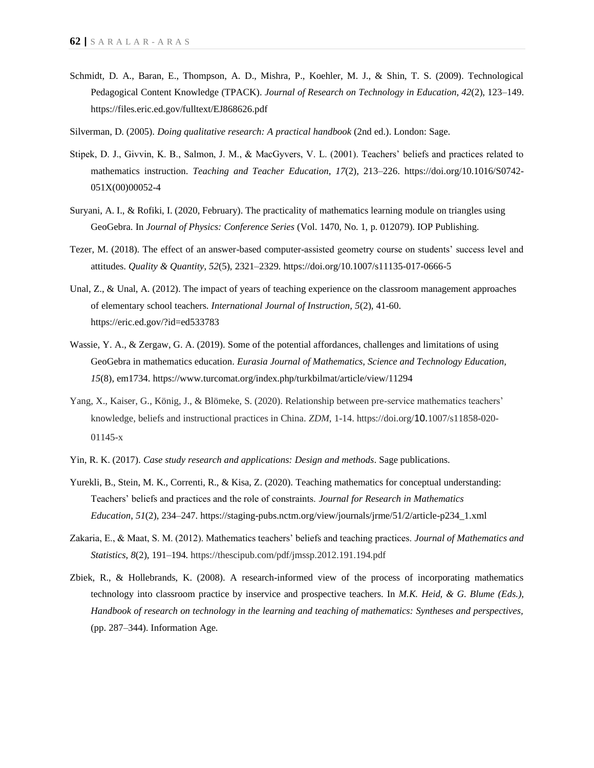Schmidt, D. A., Baran, E., Thompson, A. D., Mishra, P., Koehler, M. J., & Shin, T. S. (2009). Technological Pedagogical Content Knowledge (TPACK). *Journal of Research on Technology in Education*, *42*(2), 123–149. https://files.eric.ed.gov/fulltext/EJ868626.pdf

Silverman, D. (2005). *Doing qualitative research: A practical handbook* (2nd ed.). London: Sage.

Stipek, D. J., Givvin, K. B., Salmon, J. M., & MacGyvers, V. L. (2001). Teachers' beliefs and practices related to mathematics instruction. *Teaching and Teacher Education*, *17*(2), 213–226. https://doi.org/10.1016/S0742-051X(00)00052-4

Suryani, A. I., & Rofiki, I. (2020, February). The practicality of mathematics learning module on triangles using GeoGebra. In *Journal of Physics: Conference Series* (Vol. 1470, No. 1, p. 012079). IOP Publishing.

Tezer, M. (2018). The effect of an answer-based computer-assisted geometry course on students' success level and attitudes. *Quality & Quantity*, *52*(5), 2321–2329. https://doi.org/10.1007/s11135-017-0666-5

Unal, Z., & Unal, A. (2012). The impact of years of teaching experience on the classroom management approaches of elementary school teachers. *International Journal of Instruction*, *5*(2), 41-60. https://eric.ed.gov/?id=ed533783

Wassie, Y. A., & Zergaw, G. A. (2019). Some of the potential affordances, challenges and limitations of using GeoGebra in mathematics education. *Eurasia Journal of Mathematics, Science and Technology Education*, *15*(8), em1734. https://www.turcomat.org/index.php/turkbilmat/article/view/11294

Yang, X., Kaiser, G., König, J., & Blömeke, S. (2020). Relationship between pre-service mathematics teachers' knowledge, beliefs and instructional practices in China. *ZDM*, 1-14. https://doi.org/10.1007/s11858-020-01145-x

Yin, R. K. (2017). *Case study research and applications: Design and methods*. Sage publications.

Yurekli, B., Stein, M. K., Correnti, R., & Kisa, Z. (2020). Teaching mathematics for conceptual understanding: Teachers' beliefs and practices and the role of constraints. *Journal for Research in Mathematics Education*, *51*(2), 234–247. https://staging-pubs.nctm.org/view/journals/jrme/51/2/article-p234_1.xml

Zakaria, E., & Maat, S. M. (2012). Mathematics teachers' beliefs and teaching practices. *Journal of Mathematics and Statistics*, *8*(2), 191–194. https://thescipub.com/pdf/jmssp.2012.191.194.pdf

Zbiek, R., & Hollebrands, K. (2008). A research-informed view of the process of incorporating mathematics technology into classroom practice by inservice and prospective teachers. In *M.K. Heid, & G. Blume (Eds.), Handbook of research on technology in the learning and teaching of mathematics: Syntheses and perspectives,* (pp. 287–344). Information Age.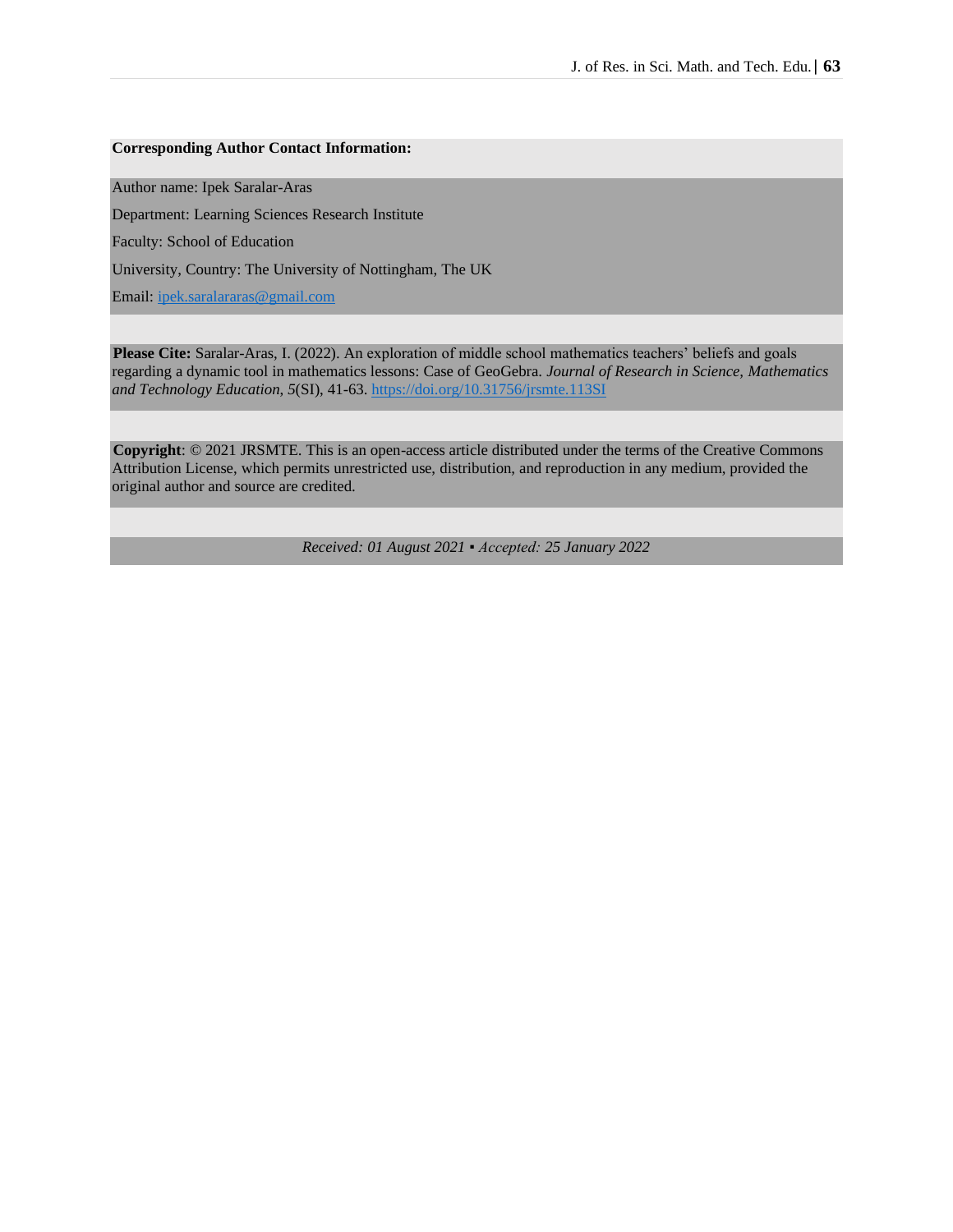**Corresponding Author Contact Information:**

Author name: Ipek Saralar-Aras

Department: Learning Sciences Research Institute

Faculty: School of Education

University, Country: The University of Nottingham, The UK

Email: [ipek.saralararas@gmail.com](mailto:ipek.saralararas@gmail.com)

**Please Cite:** Saralar-Aras, I. (2022). An exploration of middle school mathematics teachers' beliefs and goals regarding a dynamic tool in mathematics lessons: Case of GeoGebra. *Journal of Research in Science, Mathematics and Technology Education, 5*(SI), 41-63. https://doi.org/10.31756/jrsmte.113SI

**Copyright**: © 2021 JRSMTE. This is an open-access article distributed under the terms of the Creative Commons Attribution License, which permits unrestricted use, distribution, and reproduction in any medium, provided the original author and source are credited.

*Received: 01 August 2021 ▪ Accepted: 25 January 2022*